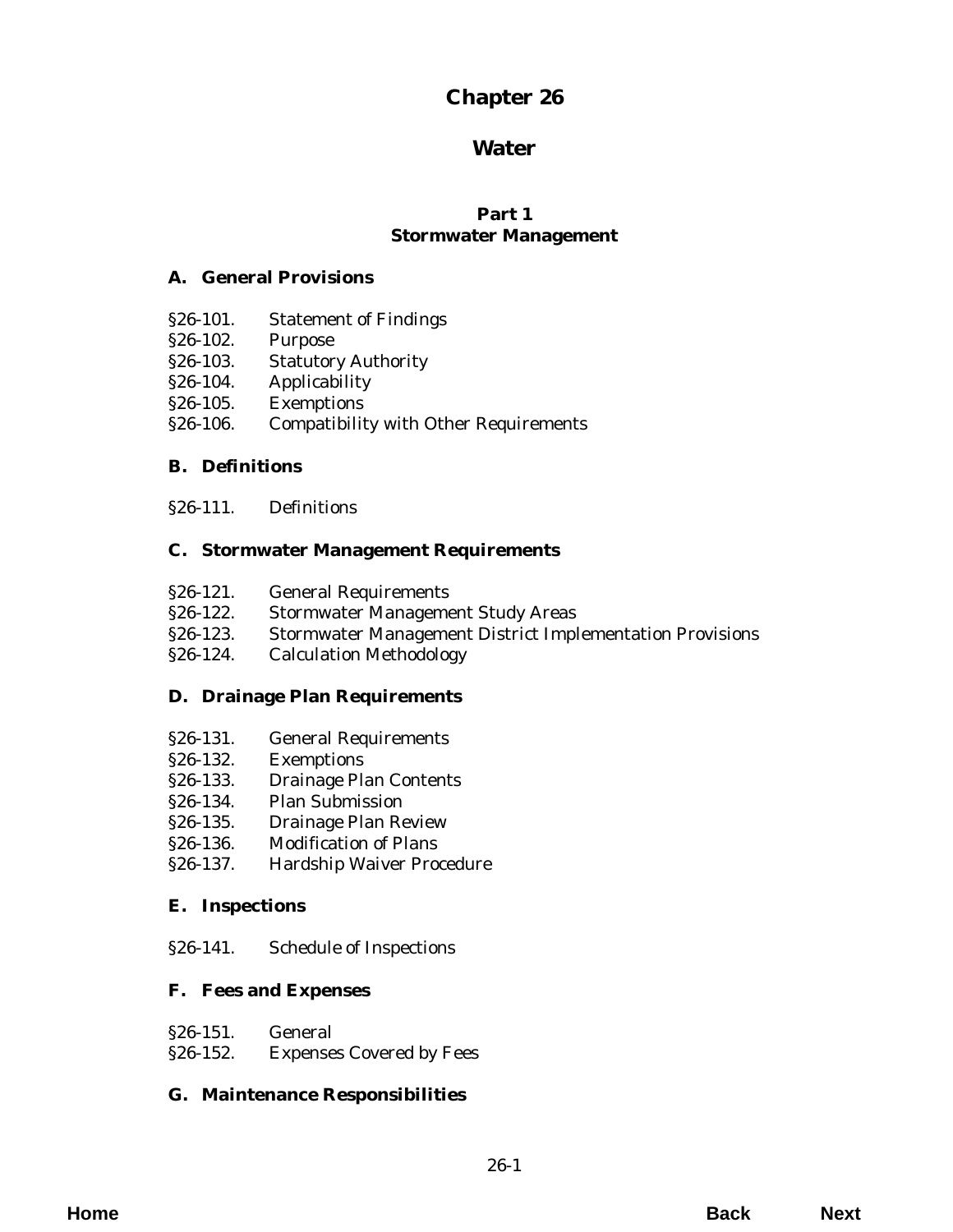# Chapter 26

# Water

## Part 1
## Stormwater Management

### A. General Provisions

§26-101. Statement of Findings
§26-102. Purpose
§26-103. Statutory Authority
§26-104. Applicability
§26-105. Exemptions
§26-106. Compatibility with Other Requirements

### B. Definitions

§26-111. Definitions

### C. Stormwater Management Requirements

§26-121. General Requirements
§26-122. Stormwater Management Study Areas
§26-123. Stormwater Management District Implementation Provisions
§26-124. Calculation Methodology

### D. Drainage Plan Requirements

§26-131. General Requirements
§26-132. Exemptions
§26-133. Drainage Plan Contents
§26-134. Plan Submission
§26-135. Drainage Plan Review
§26-136. Modification of Plans
§26-137. Hardship Waiver Procedure

### E. Inspections

§26-141. Schedule of Inspections

### F. Fees and Expenses

§26-151. General
§26-152. Expenses Covered by Fees

### G. Maintenance Responsibilities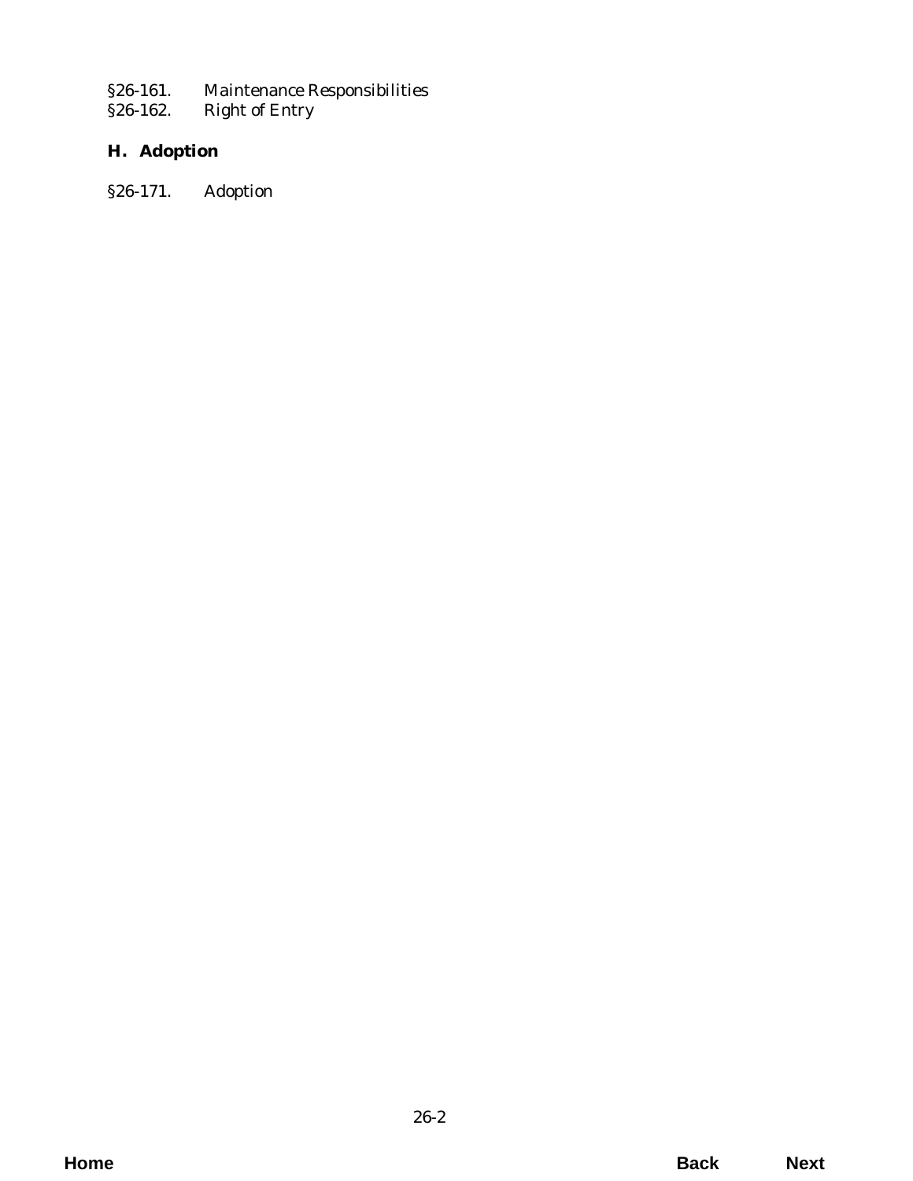§26-161. Maintenance Responsibilities
§26-162. Right of Entry

**H. Adoption**

§26-171. Adoption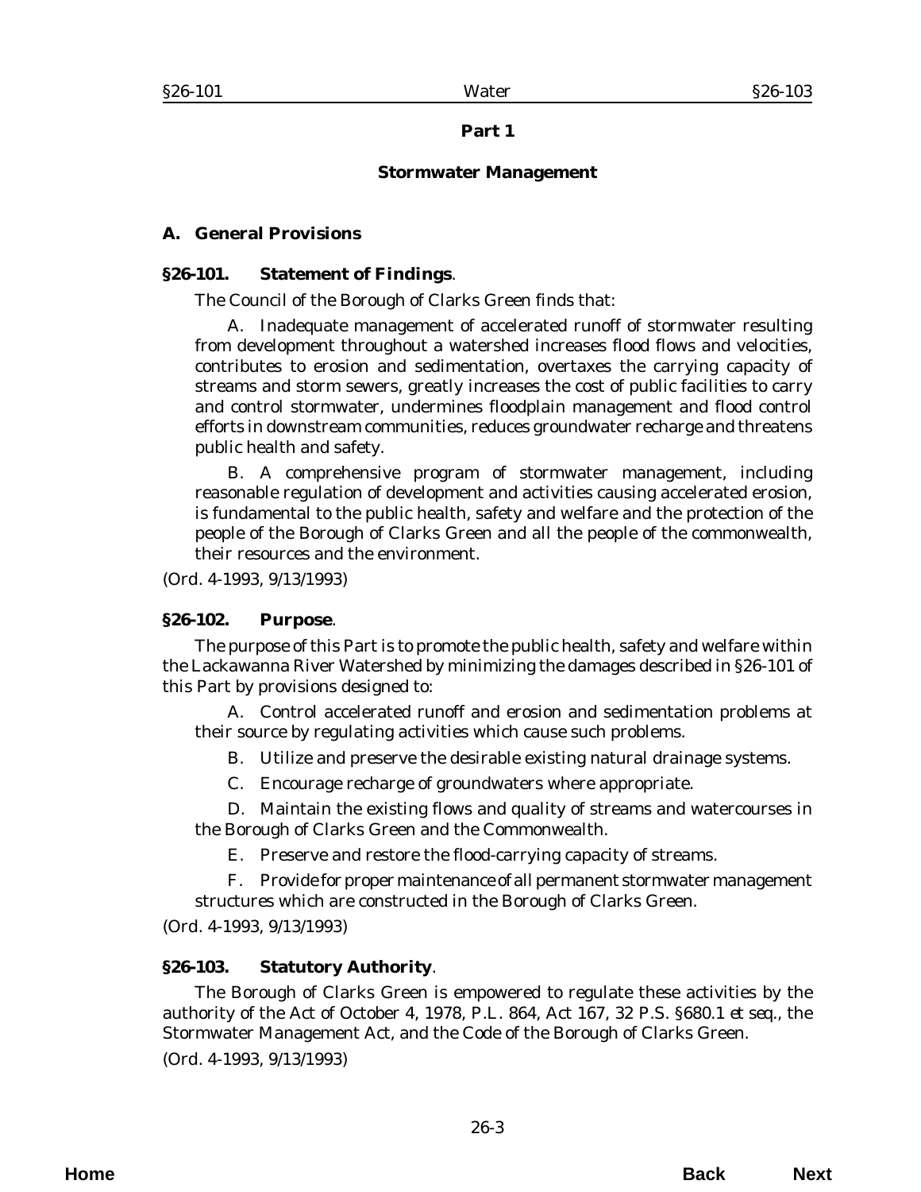# Part 1

# Stormwater Management

## A. General Provisions

### §26-101. Statement of Findings.

The Council of the Borough of Clarks Green finds that:

A. Inadequate management of accelerated runoff of stormwater resulting from development throughout a watershed increases flood flows and velocities, contributes to erosion and sedimentation, overtaxes the carrying capacity of streams and storm sewers, greatly increases the cost of public facilities to carry and control stormwater, undermines floodplain management and flood control efforts in downstream communities, reduces groundwater recharge and threatens public health and safety.

B. A comprehensive program of stormwater management, including reasonable regulation of development and activities causing accelerated erosion, is fundamental to the public health, safety and welfare and the protection of the people of the Borough of Clarks Green and all the people of the commonwealth, their resources and the environment.

(*Ord. 4-1993*, 9/13/1993)

### §26-102. Purpose.

The purpose of this Part is to promote the public health, safety and welfare within the Lackawanna River Watershed by minimizing the damages described in §26-101 of this Part by provisions designed to:

A. Control accelerated runoff and erosion and sedimentation problems at their source by regulating activities which cause such problems.

B. Utilize and preserve the desirable existing natural drainage systems.

C. Encourage recharge of groundwaters where appropriate.

D. Maintain the existing flows and quality of streams and watercourses in the Borough of Clarks Green and the Commonwealth.

E. Preserve and restore the flood-carrying capacity of streams.

F. Provide for proper maintenance of all permanent stormwater management structures which are constructed in the Borough of Clarks Green.

(*Ord. 4-1993*, 9/13/1993)

### §26-103. Statutory Authority.

The Borough of Clarks Green is empowered to regulate these activities by the authority of the Act of October 4, 1978, P.L. 864, Act 167, 32 P.S. §680.1 *et seq.*, the Stormwater Management Act, and the Code of the Borough of Clarks Green.

(*Ord. 4-1993*, 9/13/1993)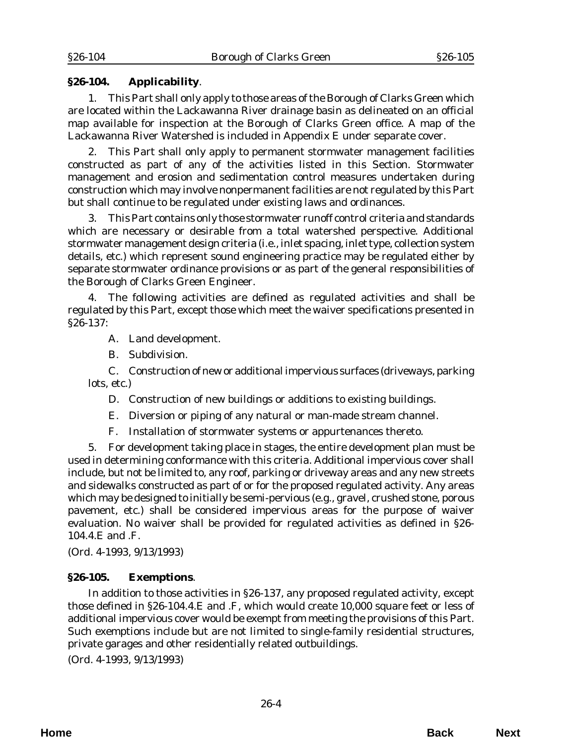**§26-104. Applicability**.

1. This Part shall only apply to those areas of the Borough of Clarks Green which are located within the Lackawanna River drainage basin as delineated on an official map available for inspection at the Borough of Clarks Green office. A map of the Lackawanna River Watershed is included in Appendix E under separate cover.

2. This Part shall only apply to permanent stormwater management facilities constructed as part of any of the activities listed in this Section. Stormwater management and erosion and sedimentation control measures undertaken during construction which may involve nonpermanent facilities are not regulated by this Part but shall continue to be regulated under existing laws and ordinances.

3. This Part contains only those stormwater runoff control criteria and standards which are necessary or desirable from a total watershed perspective. Additional stormwater management design criteria (i.e., inlet spacing, inlet type, collection system details, etc.) which represent sound engineering practice may be regulated either by separate stormwater ordinance provisions or as part of the general responsibilities of the Borough of Clarks Green Engineer.

4. The following activities are defined as regulated activities and shall be regulated by this Part, except those which meet the waiver specifications presented in §26-137:

A. Land development.

B. Subdivision.

C. Construction of new or additional impervious surfaces (driveways, parking lots, etc.)

D. Construction of new buildings or additions to existing buildings.

E. Diversion or piping of any natural or man-made stream channel.

F. Installation of stormwater systems or appurtenances thereto.

5. For development taking place in stages, the entire development plan must be used in determining conformance with this criteria. Additional impervious cover shall include, but not be limited to, any roof, parking or driveway areas and any new streets and sidewalks constructed as part of or for the proposed regulated activity. Any areas which may be designed to initially be semi-pervious (e.g., gravel, crushed stone, porous pavement, etc.) shall be considered impervious areas for the purpose of waiver evaluation. No waiver shall be provided for regulated activities as defined in §26-104.4.E and .F.

(Ord. 4-1993, 9/13/1993)

**§26-105. Exemptions**.

In addition to those activities in §26-137, any proposed regulated activity, except those defined in §26-104.4.E and .F, which would create 10,000 square feet or less of additional impervious cover would be exempt from meeting the provisions of this Part. Such exemptions include but are not limited to single-family residential structures, private garages and other residentially related outbuildings.

(Ord. 4-1993, 9/13/1993)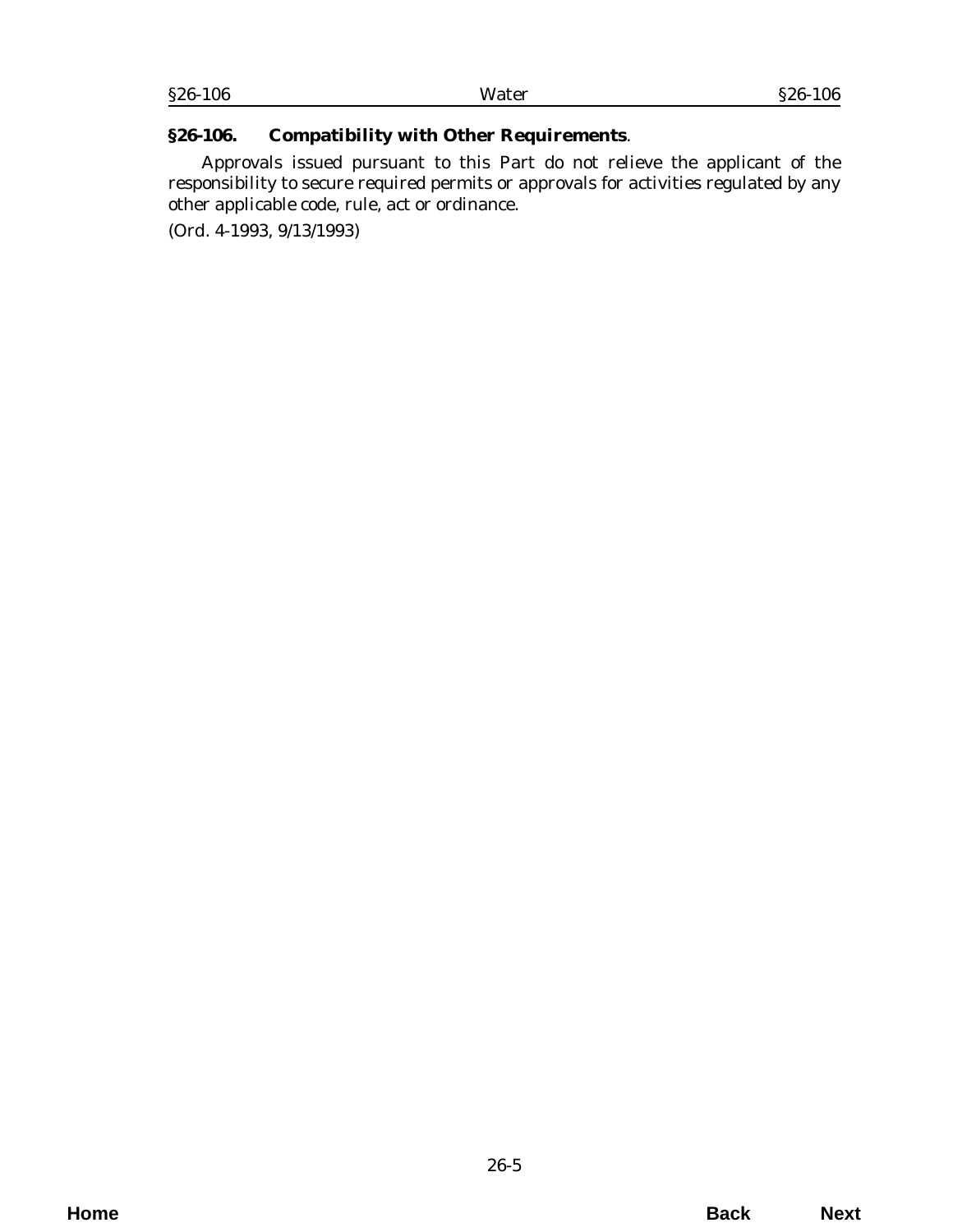**§26-106. Compatibility with Other Requirements**.

Approvals issued pursuant to this Part do not relieve the applicant of the responsibility to secure required permits or approvals for activities regulated by any other applicable code, rule, act or ordinance.

(Ord. 4-1993, 9/13/1993)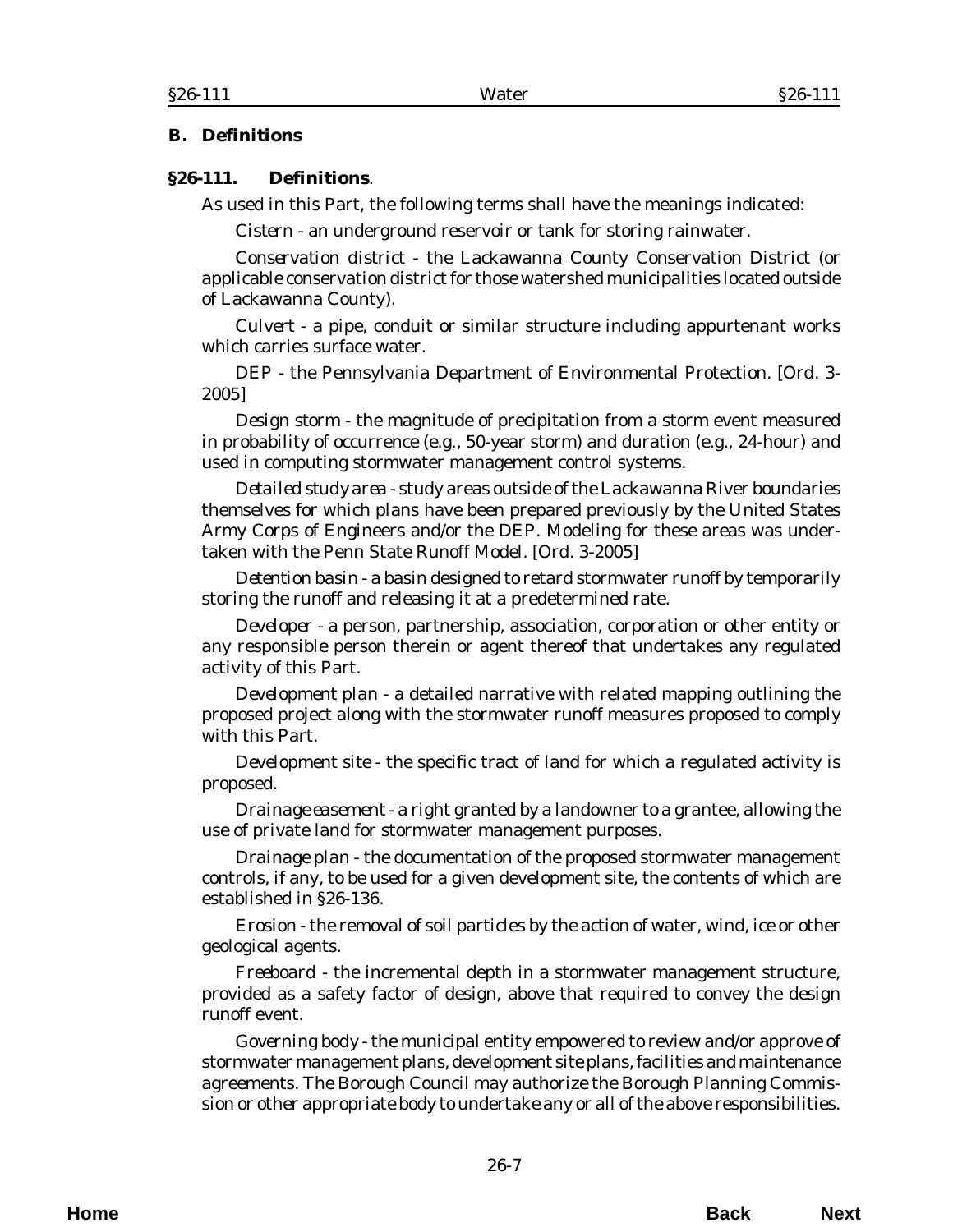## B. Definitions

### §26-111. Definitions.

As used in this Part, the following terms shall have the meanings indicated:

*Cistern* - an underground reservoir or tank for storing rainwater.

*Conservation district* - the Lackawanna County Conservation District (or applicable conservation district for those watershed municipalities located outside of Lackawanna County).

*Culvert* - a pipe, conduit or similar structure including appurtenant works which carries surface water.

*DEP* - the Pennsylvania Department of Environmental Protection. [Ord. 3-2005]

*Design storm* - the magnitude of precipitation from a storm event measured in probability of occurrence (e.g., 50-year storm) and duration (e.g., 24-hour) and used in computing stormwater management control systems.

*Detailed study area* - study areas outside of the Lackawanna River boundaries themselves for which plans have been prepared previously by the United States Army Corps of Engineers and/or the DEP. Modeling for these areas was undertaken with the Penn State Runoff Model. [Ord. 3-2005]

*Detention basin* - a basin designed to retard stormwater runoff by temporarily storing the runoff and releasing it at a predetermined rate.

*Developer* - a person, partnership, association, corporation or other entity or any responsible person therein or agent thereof that undertakes any regulated activity of this Part.

*Development plan* - a detailed narrative with related mapping outlining the proposed project along with the stormwater runoff measures proposed to comply with this Part.

*Development site* - the specific tract of land for which a regulated activity is proposed.

*Drainage easement* - a right granted by a landowner to a grantee, allowing the use of private land for stormwater management purposes.

*Drainage plan* - the documentation of the proposed stormwater management controls, if any, to be used for a given development site, the contents of which are established in §26-136.

*Erosion* - the removal of soil particles by the action of water, wind, ice or other geological agents.

*Freeboard* - the incremental depth in a stormwater management structure, provided as a safety factor of design, above that required to convey the design runoff event.

*Governing body* - the municipal entity empowered to review and/or approve of stormwater management plans, development site plans, facilities and maintenance agreements. The Borough Council may authorize the Borough Planning Commission or other appropriate body to undertake any or all of the above responsibilities.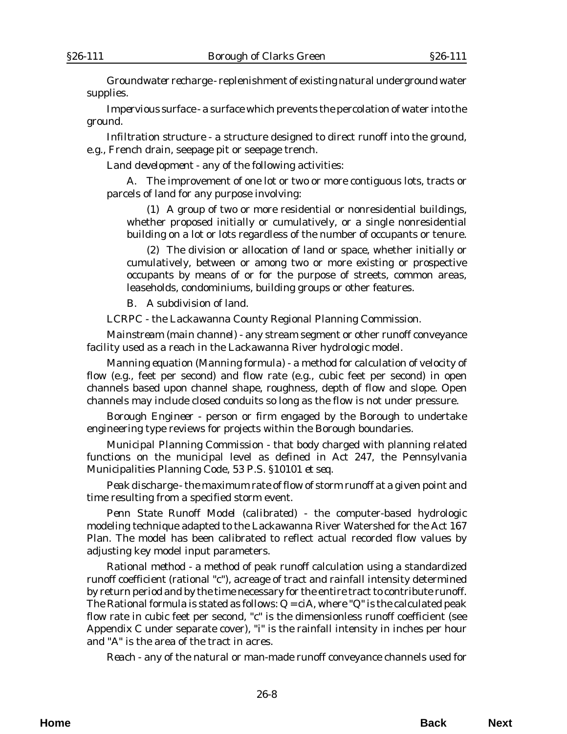*Groundwater recharge* - replenishment of existing natural underground water supplies.

*Impervious surface* - a surface which prevents the percolation of water into the ground.

*Infiltration structure* - a structure designed to direct runoff into the ground, e.g., French drain, seepage pit or seepage trench.

*Land development* - any of the following activities:

A. The improvement of one lot or two or more contiguous lots, tracts or parcels of land for any purpose involving:

(1) A group of two or more residential or nonresidential buildings, whether proposed initially or cumulatively, or a single nonresidential building on a lot or lots regardless of the number of occupants or tenure.

(2) The division or allocation of land or space, whether initially or cumulatively, between or among two or more existing or prospective occupants by means of or for the purpose of streets, common areas, leaseholds, condominiums, building groups or other features.

B. A subdivision of land.

*LCRPC* - the Lackawanna County Regional Planning Commission.

*Mainstream (main channel)* - any stream segment or other runoff conveyance facility used as a reach in the Lackawanna River hydrologic model.

*Manning equation (Manning formula)* - a method for calculation of velocity of flow (e.g., feet per second) and flow rate (e.g., cubic feet per second) in open channels based upon channel shape, roughness, depth of flow and slope. Open channels may include closed conduits so long as the flow is not under pressure.

*Borough Engineer* - person or firm engaged by the Borough to undertake engineering type reviews for projects within the Borough boundaries.

*Municipal Planning Commission* - that body charged with planning related functions on the municipal level as defined in Act 247, the Pennsylvania Municipalities Planning Code, 53 P.S. §10101 *et seq.*

*Peak discharge* - the maximum rate of flow of storm runoff at a given point and time resulting from a specified storm event.

*Penn State Runoff Model (calibrated)* - the computer-based hydrologic modeling technique adapted to the Lackawanna River Watershed for the Act 167 Plan. The model has been calibrated to reflect actual recorded flow values by adjusting key model input parameters.

*Rational method* - a method of peak runoff calculation using a standardized runoff coefficient (rational "c"), acreage of tract and rainfall intensity determined by return period and by the time necessary for the entire tract to contribute runoff. The Rational formula is stated as follows: $Q = ciA$, where "Q" is the calculated peak flow rate in cubic feet per second, "c" is the dimensionless runoff coefficient (see Appendix C under separate cover), "i" is the rainfall intensity in inches per hour and "A" is the area of the tract in acres.

*Reach* - any of the natural or man-made runoff conveyance channels used for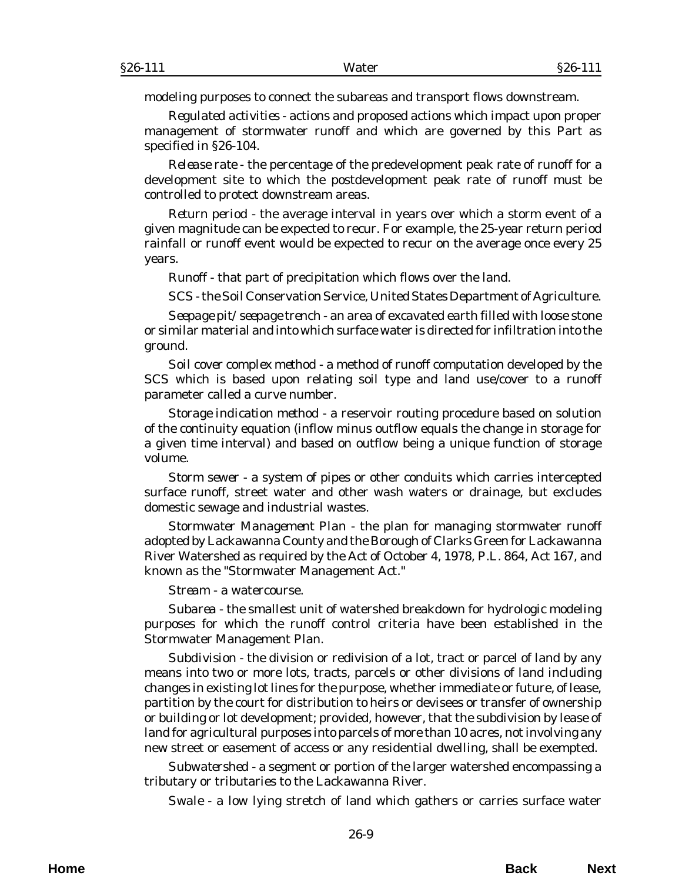modeling purposes to connect the subareas and transport flows downstream.

*Regulated activities* - actions and proposed actions which impact upon proper management of stormwater runoff and which are governed by this Part as specified in §26-104.

*Release rate* - the percentage of the predevelopment peak rate of runoff for a development site to which the postdevelopment peak rate of runoff must be controlled to protect downstream areas.

*Return period* - the average interval in years over which a storm event of a given magnitude can be expected to recur. For example, the 25-year return period rainfall or runoff event would be expected to recur on the average once every 25 years.

*Runoff* - that part of precipitation which flows over the land.

*SCS* - the Soil Conservation Service, United States Department of Agriculture.

*Seepage pit/seepage trench* - an area of excavated earth filled with loose stone or similar material and into which surface water is directed for infiltration into the ground.

*Soil cover complex method* - a method of runoff computation developed by the SCS which is based upon relating soil type and land use/cover to a runoff parameter called a curve number.

*Storage indication method* - a reservoir routing procedure based on solution of the continuity equation (inflow minus outflow equals the change in storage for a given time interval) and based on outflow being a unique function of storage volume.

*Storm sewer* - a system of pipes or other conduits which carries intercepted surface runoff, street water and other wash waters or drainage, but excludes domestic sewage and industrial wastes.

*Stormwater Management Plan* - the plan for managing stormwater runoff adopted by Lackawanna County and the Borough of Clarks Green for Lackawanna River Watershed as required by the Act of October 4, 1978, P.L. 864, Act 167, and known as the "Stormwater Management Act."

*Stream* - a watercourse.

*Subarea* - the smallest unit of watershed breakdown for hydrologic modeling purposes for which the runoff control criteria have been established in the Stormwater Management Plan.

*Subdivision* - the division or redivision of a lot, tract or parcel of land by any means into two or more lots, tracts, parcels or other divisions of land including changes in existing lot lines for the purpose, whether immediate or future, of lease, partition by the court for distribution to heirs or devisees or transfer of ownership or building or lot development; provided, however, that the subdivision by lease of land for agricultural purposes into parcels of more than 10 acres, not involving any new street or easement of access or any residential dwelling, shall be exempted.

*Subwatershed* - a segment or portion of the larger watershed encompassing a tributary or tributaries to the Lackawanna River.

*Swale* - a low lying stretch of land which gathers or carries surface water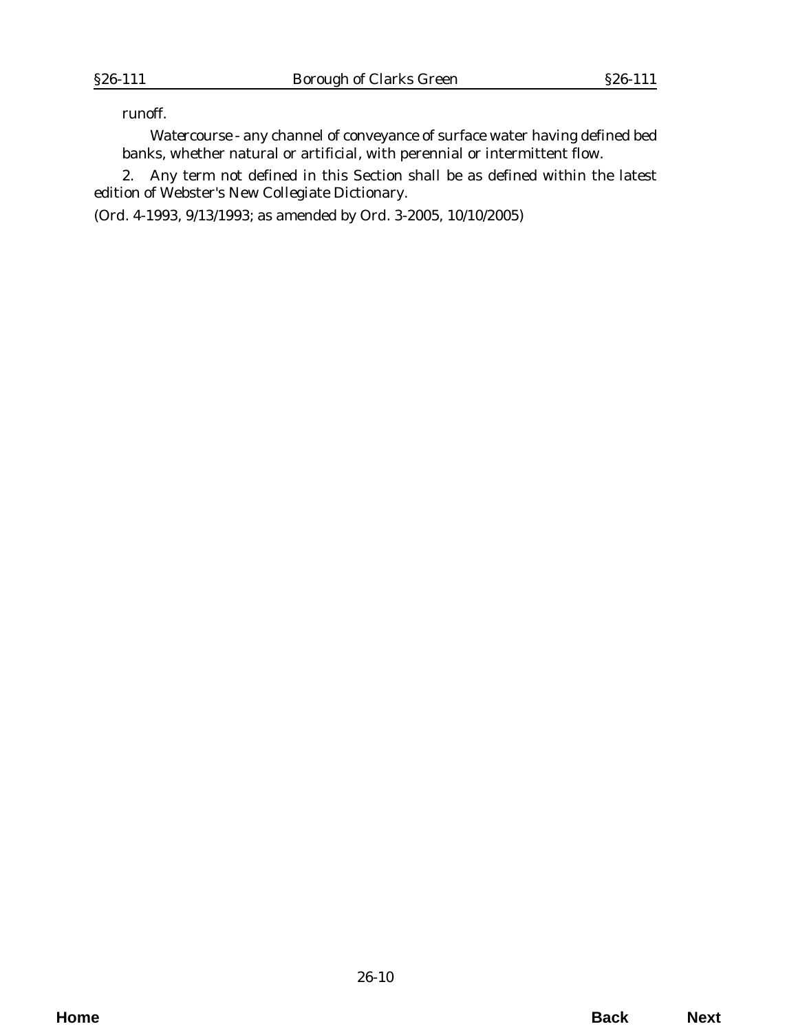runoff.

*Watercourse* - any channel of conveyance of surface water having defined bed banks, whether natural or artificial, with perennial or intermittent flow.

2. Any term not defined in this Section shall be as defined within the latest edition of Webster's New Collegiate Dictionary.

(Ord. 4-1993, 9/13/1993; as amended by Ord. 3-2005, 10/10/2005)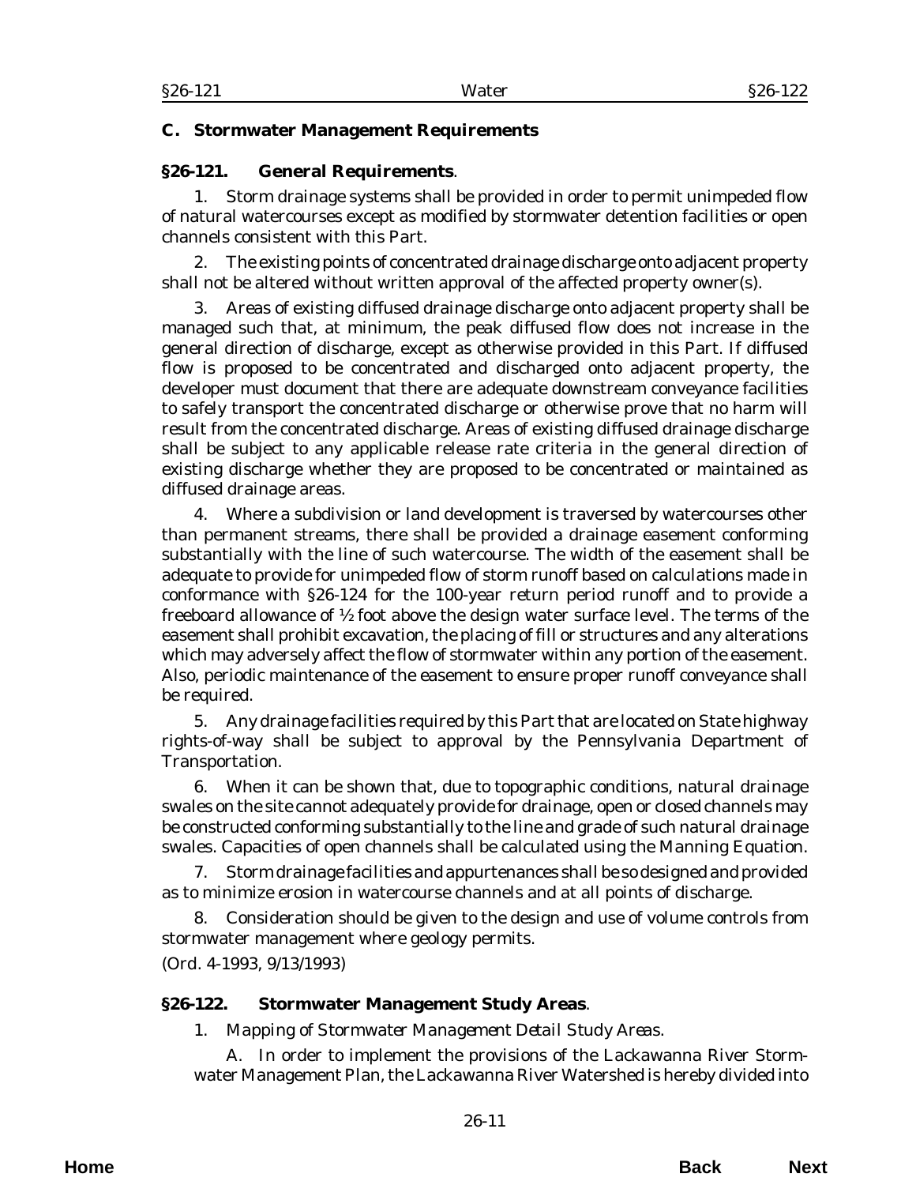## C. Stormwater Management Requirements

### §26-121. General Requirements.

1. Storm drainage systems shall be provided in order to permit unimpeded flow of natural watercourses except as modified by stormwater detention facilities or open channels consistent with this Part.

2. The existing points of concentrated drainage discharge onto adjacent property shall not be altered without written approval of the affected property owner(s).

3. Areas of existing diffused drainage discharge onto adjacent property shall be managed such that, at minimum, the peak diffused flow does not increase in the general direction of discharge, except as otherwise provided in this Part. If diffused flow is proposed to be concentrated and discharged onto adjacent property, the developer must document that there are adequate downstream conveyance facilities to safely transport the concentrated discharge or otherwise prove that no harm will result from the concentrated discharge. Areas of existing diffused drainage discharge shall be subject to any applicable release rate criteria in the general direction of existing discharge whether they are proposed to be concentrated or maintained as diffused drainage areas.

4. Where a subdivision or land development is traversed by watercourses other than permanent streams, there shall be provided a drainage easement conforming substantially with the line of such watercourse. The width of the easement shall be adequate to provide for unimpeded flow of storm runoff based on calculations made in conformance with §26-124 for the 100-year return period runoff and to provide a freeboard allowance of ½ foot above the design water surface level. The terms of the easement shall prohibit excavation, the placing of fill or structures and any alterations which may adversely affect the flow of stormwater within any portion of the easement. Also, periodic maintenance of the easement to ensure proper runoff conveyance shall be required.

5. Any drainage facilities required by this Part that are located on State highway rights-of-way shall be subject to approval by the Pennsylvania Department of Transportation.

6. When it can be shown that, due to topographic conditions, natural drainage swales on the site cannot adequately provide for drainage, open or closed channels may be constructed conforming substantially to the line and grade of such natural drainage swales. Capacities of open channels shall be calculated using the Manning Equation.

7. Storm drainage facilities and appurtenances shall be so designed and provided as to minimize erosion in watercourse channels and at all points of discharge.

8. Consideration should be given to the design and use of volume controls from stormwater management where geology permits.

(Ord. 4-1993, 9/13/1993)

### §26-122. Stormwater Management Study Areas.

1. *Mapping of Stormwater Management Detail Study Areas.*

A. In order to implement the provisions of the Lackawanna River Stormwater Management Plan, the Lackawanna River Watershed is hereby divided into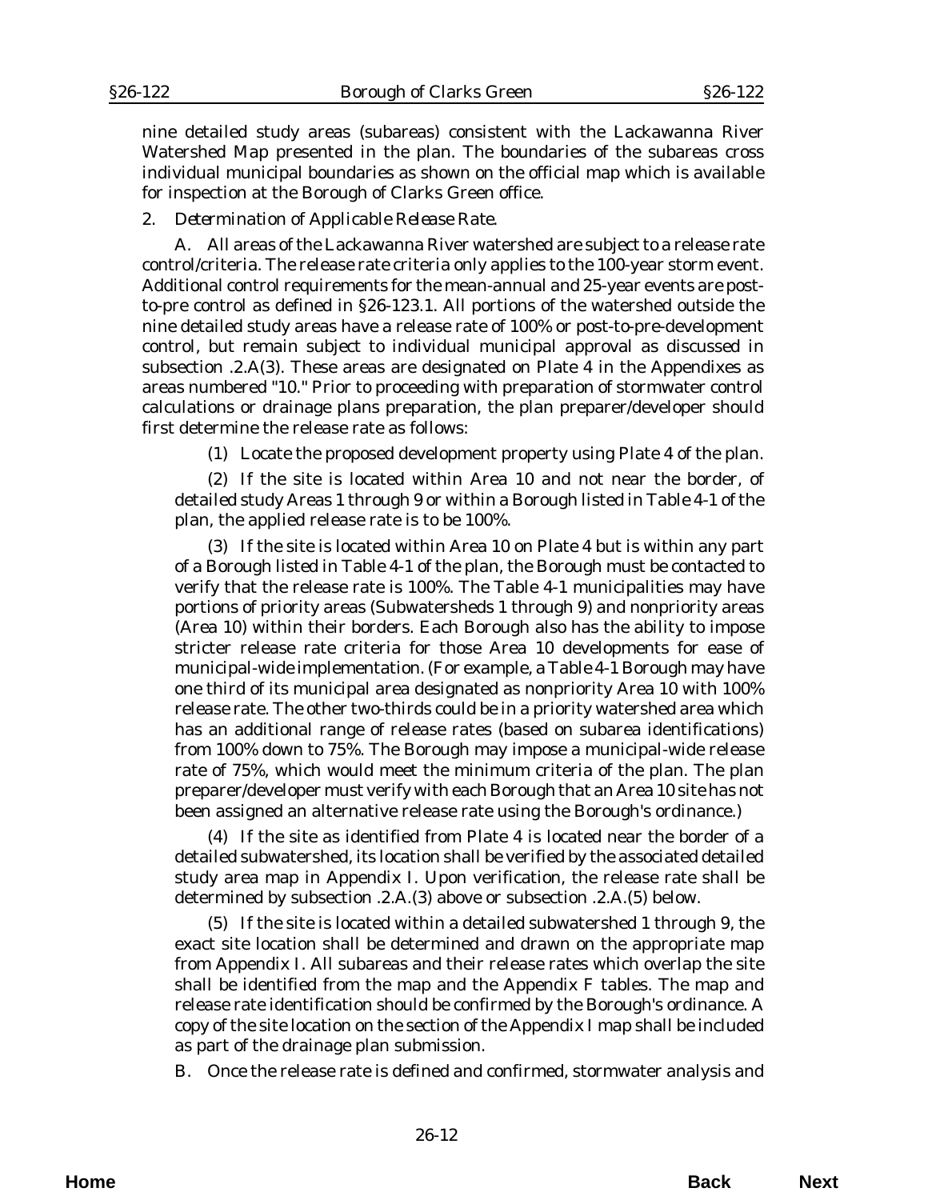nine detailed study areas (subareas) consistent with the Lackawanna River Watershed Map presented in the plan. The boundaries of the subareas cross individual municipal boundaries as shown on the official map which is available for inspection at the Borough of Clarks Green office.

2. *Determination of Applicable Release Rate.*

A. All areas of the Lackawanna River watershed are subject to a release rate control/criteria. The release rate criteria only applies to the 100-year storm event. Additional control requirements for the mean-annual and 25-year events are post-to-pre control as defined in §26-123.1. All portions of the watershed outside the nine detailed study areas have a release rate of 100% or post-to-pre-development control, but remain subject to individual municipal approval as discussed in subsection .2.A(3). These areas are designated on Plate 4 in the Appendixes as areas numbered "10." Prior to proceeding with preparation of stormwater control calculations or drainage plans preparation, the plan preparer/developer should first determine the release rate as follows:

(1) Locate the proposed development property using Plate 4 of the plan.

(2) If the site is located within Area 10 and not near the border, of detailed study Areas 1 through 9 or within a Borough listed in Table 4-1 of the plan, the applied release rate is to be 100%.

(3) If the site is located within Area 10 on Plate 4 but is within any part of a Borough listed in Table 4-1 of the plan, the Borough must be contacted to verify that the release rate is 100%. The Table 4-1 municipalities may have portions of priority areas (Subwatersheds 1 through 9) and nonpriority areas (Area 10) within their borders. Each Borough also has the ability to impose stricter release rate criteria for those Area 10 developments for ease of municipal-wide implementation. (For example, a Table 4-1 Borough may have one third of its municipal area designated as nonpriority Area 10 with 100% release rate. The other two-thirds could be in a priority watershed area which has an additional range of release rates (based on subarea identifications) from 100% down to 75%. The Borough may impose a municipal-wide release rate of 75%, which would meet the minimum criteria of the plan. The plan preparer/developer must verify with each Borough that an Area 10 site has not been assigned an alternative release rate using the Borough's ordinance.)

(4) If the site as identified from Plate 4 is located near the border of a detailed subwatershed, its location shall be verified by the associated detailed study area map in Appendix I. Upon verification, the release rate shall be determined by subsection .2.A.(3) above or subsection .2.A.(5) below.

(5) If the site is located within a detailed subwatershed 1 through 9, the exact site location shall be determined and drawn on the appropriate map from Appendix I. All subareas and their release rates which overlap the site shall be identified from the map and the Appendix F tables. The map and release rate identification should be confirmed by the Borough's ordinance. A copy of the site location on the section of the Appendix I map shall be included as part of the drainage plan submission.

B. Once the release rate is defined and confirmed, stormwater analysis and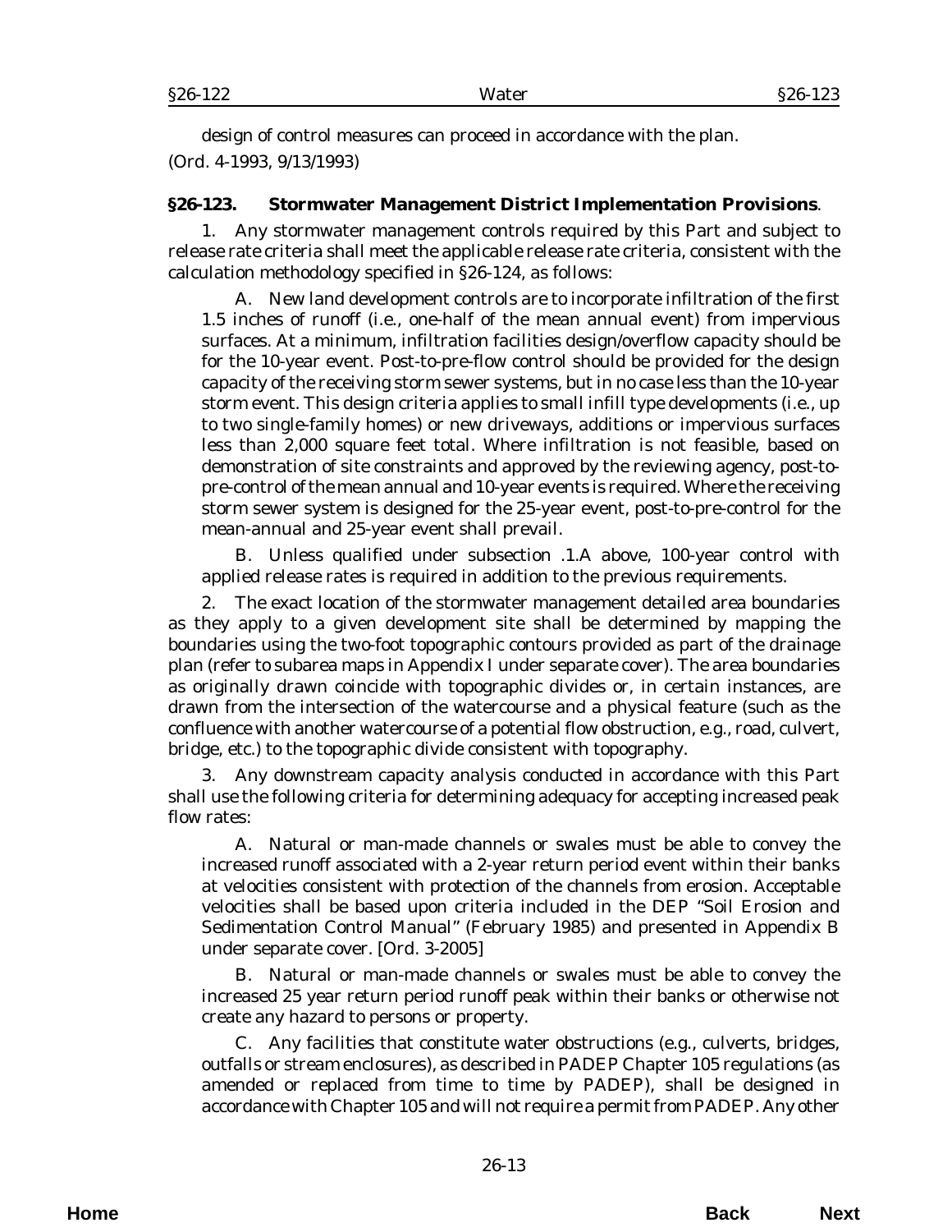design of control measures can proceed in accordance with the plan.

(Ord. 4-1993, 9/13/1993)

**§26-123. Stormwater Management District Implementation Provisions**.

1. Any stormwater management controls required by this Part and subject to release rate criteria shall meet the applicable release rate criteria, consistent with the calculation methodology specified in §26-124, as follows:

A. New land development controls are to incorporate infiltration of the first 1.5 inches of runoff (i.e., one-half of the mean annual event) from impervious surfaces. At a minimum, infiltration facilities design/overflow capacity should be for the 10-year event. Post-to-pre-flow control should be provided for the design capacity of the receiving storm sewer systems, but in no case less than the 10-year storm event. This design criteria applies to small infill type developments (i.e., up to two single-family homes) or new driveways, additions or impervious surfaces less than 2,000 square feet total. Where infiltration is not feasible, based on demonstration of site constraints and approved by the reviewing agency, post-to-pre-control of the mean annual and 10-year events is required. Where the receiving storm sewer system is designed for the 25-year event, post-to-pre-control for the mean-annual and 25-year event shall prevail.

B. Unless qualified under subsection .1.A above, 100-year control with applied release rates is required in addition to the previous requirements.

2. The exact location of the stormwater management detailed area boundaries as they apply to a given development site shall be determined by mapping the boundaries using the two-foot topographic contours provided as part of the drainage plan (refer to subarea maps in Appendix I under separate cover). The area boundaries as originally drawn coincide with topographic divides or, in certain instances, are drawn from the intersection of the watercourse and a physical feature (such as the confluence with another watercourse of a potential flow obstruction, e.g., road, culvert, bridge, etc.) to the topographic divide consistent with topography.

3. Any downstream capacity analysis conducted in accordance with this Part shall use the following criteria for determining adequacy for accepting increased peak flow rates:

A. Natural or man-made channels or swales must be able to convey the increased runoff associated with a 2-year return period event within their banks at velocities consistent with protection of the channels from erosion. Acceptable velocities shall be based upon criteria included in the DEP "Soil Erosion and Sedimentation Control Manual" (February 1985) and presented in Appendix B under separate cover. [Ord. 3-2005]

B. Natural or man-made channels or swales must be able to convey the increased 25 year return period runoff peak within their banks or otherwise not create any hazard to persons or property.

C. Any facilities that constitute water obstructions (e.g., culverts, bridges, outfalls or stream enclosures), as described in PADEP Chapter 105 regulations (as amended or replaced from time to time by PADEP), shall be designed in accordance with Chapter 105 and will not require a permit from PADEP. Any other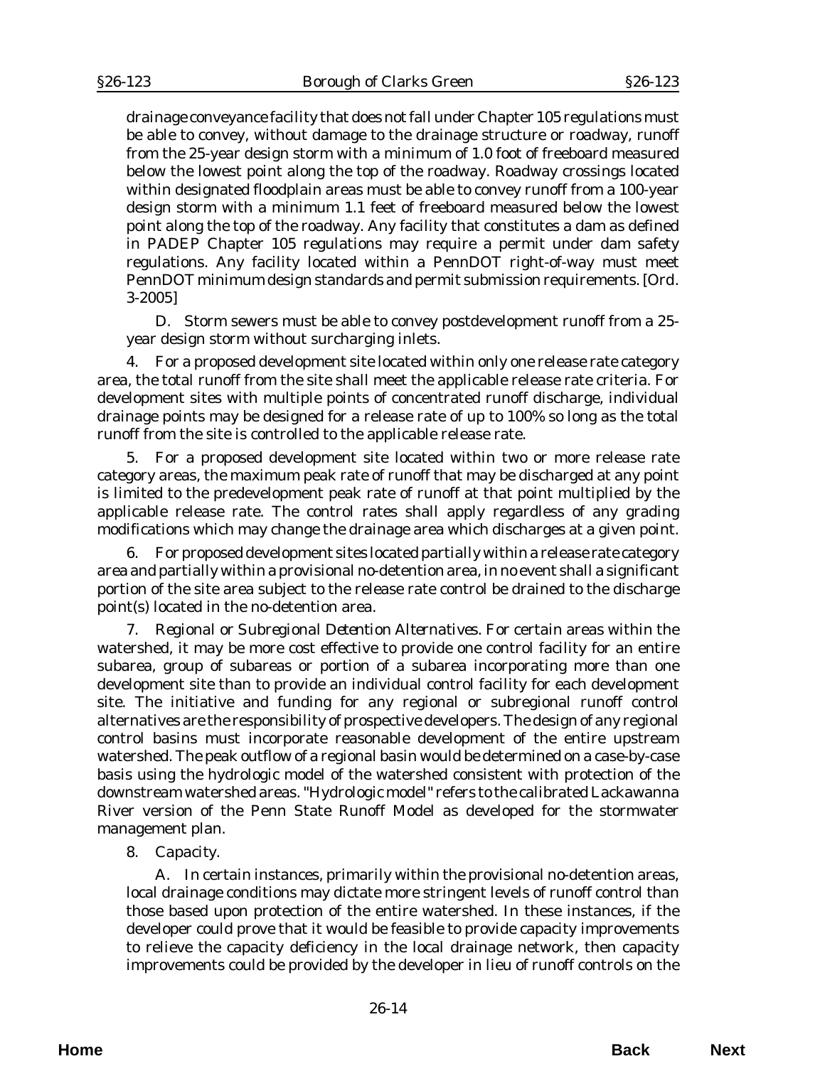drainage conveyance facility that does not fall under Chapter 105 regulations must be able to convey, without damage to the drainage structure or roadway, runoff from the 25-year design storm with a minimum of 1.0 foot of freeboard measured below the lowest point along the top of the roadway. Roadway crossings located within designated floodplain areas must be able to convey runoff from a 100-year design storm with a minimum 1.1 feet of freeboard measured below the lowest point along the top of the roadway. Any facility that constitutes a dam as defined in PADEP Chapter 105 regulations may require a permit under dam safety regulations. Any facility located within a PennDOT right-of-way must meet PennDOT minimum design standards and permit submission requirements. [Ord. 3-2005]

D. Storm sewers must be able to convey postdevelopment runoff from a 25-year design storm without surcharging inlets.

4. For a proposed development site located within only one release rate category area, the total runoff from the site shall meet the applicable release rate criteria. For development sites with multiple points of concentrated runoff discharge, individual drainage points may be designed for a release rate of up to 100% so long as the total runoff from the site is controlled to the applicable release rate.

5. For a proposed development site located within two or more release rate category areas, the maximum peak rate of runoff that may be discharged at any point is limited to the predevelopment peak rate of runoff at that point multiplied by the applicable release rate. The control rates shall apply regardless of any grading modifications which may change the drainage area which discharges at a given point.

6. For proposed development sites located partially within a release rate category area and partially within a provisional no-detention area, in no event shall a significant portion of the site area subject to the release rate control be drained to the discharge point(s) located in the no-detention area.

7. *Regional or Subregional Detention Alternatives.* For certain areas within the watershed, it may be more cost effective to provide one control facility for an entire subarea, group of subareas or portion of a subarea incorporating more than one development site than to provide an individual control facility for each development site. The initiative and funding for any regional or subregional runoff control alternatives are the responsibility of prospective developers. The design of any regional control basins must incorporate reasonable development of the entire upstream watershed. The peak outflow of a regional basin would be determined on a case-by-case basis using the hydrologic model of the watershed consistent with protection of the downstream watershed areas. "Hydrologic model" refers to the calibrated Lackawanna River version of the Penn State Runoff Model as developed for the stormwater management plan.

8. *Capacity.*

A. In certain instances, primarily within the provisional no-detention areas, local drainage conditions may dictate more stringent levels of runoff control than those based upon protection of the entire watershed. In these instances, if the developer could prove that it would be feasible to provide capacity improvements to relieve the capacity deficiency in the local drainage network, then capacity improvements could be provided by the developer in lieu of runoff controls on the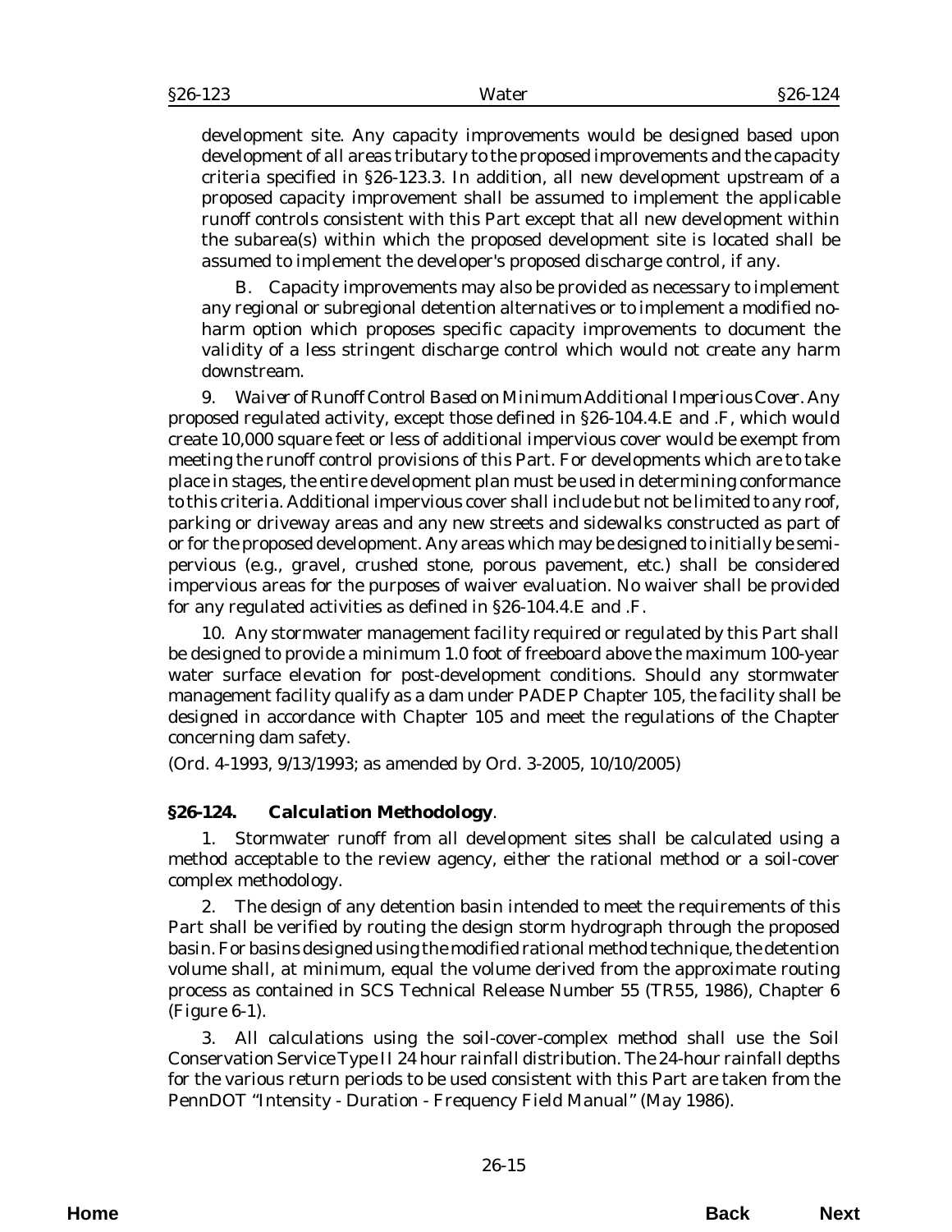development site. Any capacity improvements would be designed based upon development of all areas tributary to the proposed improvements and the capacity criteria specified in §26-123.3. In addition, all new development upstream of a proposed capacity improvement shall be assumed to implement the applicable runoff controls consistent with this Part except that all new development within the subarea(s) within which the proposed development site is located shall be assumed to implement the developer's proposed discharge control, if any.

B. Capacity improvements may also be provided as necessary to implement any regional or subregional detention alternatives or to implement a modified no-harm option which proposes specific capacity improvements to document the validity of a less stringent discharge control which would not create any harm downstream.

9. *Waiver of Runoff Control Based on Minimum Additional Imperious Cover.* Any proposed regulated activity, except those defined in §26-104.4.E and .F, which would create 10,000 square feet or less of additional impervious cover would be exempt from meeting the runoff control provisions of this Part. For developments which are to take place in stages, the entire development plan must be used in determining conformance to this criteria. Additional impervious cover shall include but not be limited to any roof, parking or driveway areas and any new streets and sidewalks constructed as part of or for the proposed development. Any areas which may be designed to initially be semi-pervious (e.g., gravel, crushed stone, porous pavement, etc.) shall be considered impervious areas for the purposes of waiver evaluation. No waiver shall be provided for any regulated activities as defined in §26-104.4.E and .F.

10. Any stormwater management facility required or regulated by this Part shall be designed to provide a minimum 1.0 foot of freeboard above the maximum 100-year water surface elevation for post-development conditions. Should any stormwater management facility qualify as a dam under PADEP Chapter 105, the facility shall be designed in accordance with Chapter 105 and meet the regulations of the Chapter concerning dam safety.

(Ord. 4-1993, 9/13/1993; as amended by Ord. 3-2005, 10/10/2005)

### §26-124. Calculation Methodology.

1. Stormwater runoff from all development sites shall be calculated using a method acceptable to the review agency, either the rational method or a soil-cover complex methodology.

2. The design of any detention basin intended to meet the requirements of this Part shall be verified by routing the design storm hydrograph through the proposed basin. For basins designed using the modified rational method technique, the detention volume shall, at minimum, equal the volume derived from the approximate routing process as contained in SCS Technical Release Number 55 (TR55, 1986), Chapter 6 (Figure 6-1).

3. All calculations using the soil-cover-complex method shall use the Soil Conservation Service Type II 24 hour rainfall distribution. The 24-hour rainfall depths for the various return periods to be used consistent with this Part are taken from the PennDOT "Intensity - Duration - Frequency Field Manual" (May 1986).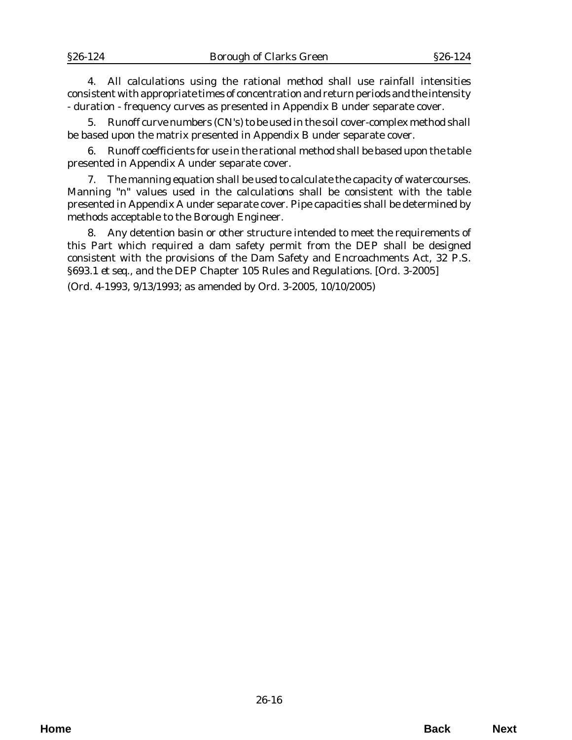4. All calculations using the rational method shall use rainfall intensities consistent with appropriate times of concentration and return periods and the intensity - duration - frequency curves as presented in Appendix B under separate cover.

5. Runoff curve numbers (CN's) to be used in the soil cover-complex method shall be based upon the matrix presented in Appendix B under separate cover.

6. Runoff coefficients for use in the rational method shall be based upon the table presented in Appendix A under separate cover.

7. The manning equation shall be used to calculate the capacity of watercourses. Manning "n" values used in the calculations shall be consistent with the table presented in Appendix A under separate cover. Pipe capacities shall be determined by methods acceptable to the Borough Engineer.

8. Any detention basin or other structure intended to meet the requirements of this Part which required a dam safety permit from the DEP shall be designed consistent with the provisions of the Dam Safety and Encroachments Act, 32 P.S. §693.1 *et seq.*, and the DEP Chapter 105 Rules and Regulations. [Ord. 3-2005]

(Ord. 4-1993, 9/13/1993; as amended by Ord. 3-2005, 10/10/2005)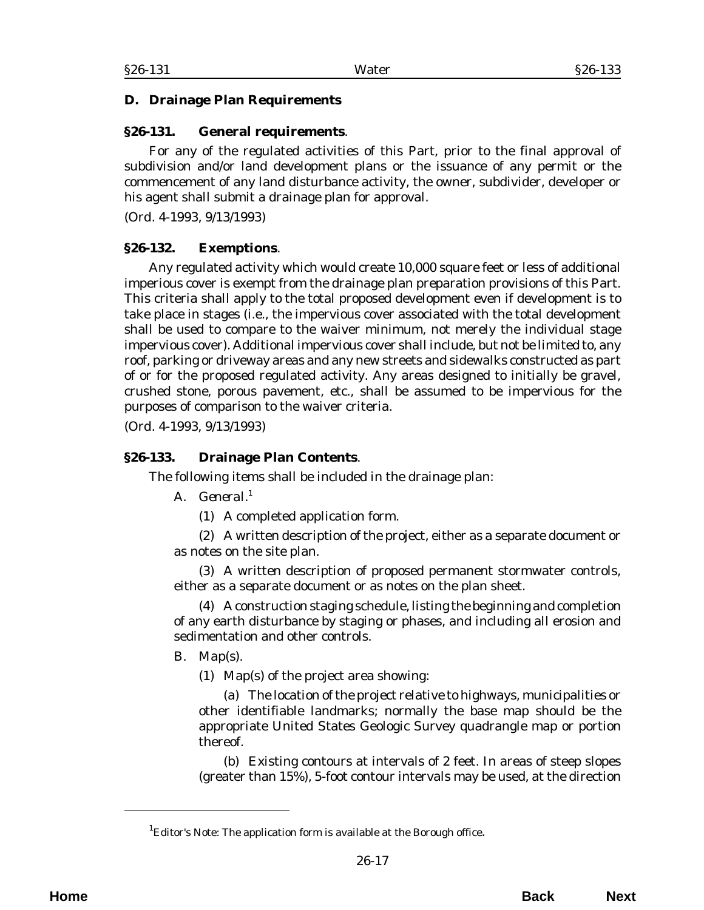## D. Drainage Plan Requirements

### §26-131. General requirements.

For any of the regulated activities of this Part, prior to the final approval of subdivision and/or land development plans or the issuance of any permit or the commencement of any land disturbance activity, the owner, subdivider, developer or his agent shall submit a drainage plan for approval.

(Ord. 4-1993, 9/13/1993)

### §26-132. Exemptions.

Any regulated activity which would create 10,000 square feet or less of additional imperious cover is exempt from the drainage plan preparation provisions of this Part. This criteria shall apply to the total proposed development even if development is to take place in stages (i.e., the impervious cover associated with the total development shall be used to compare to the waiver minimum, not merely the individual stage impervious cover). Additional impervious cover shall include, but not be limited to, any roof, parking or driveway areas and any new streets and sidewalks constructed as part of or for the proposed regulated activity. Any areas designed to initially be gravel, crushed stone, porous pavement, etc., shall be assumed to be impervious for the purposes of comparison to the waiver criteria.

(Ord. 4-1993, 9/13/1993)

### §26-133. Drainage Plan Contents.

The following items shall be included in the drainage plan:

A. *General.*[1]

(1) A completed application form.

(2) A written description of the project, either as a separate document or as notes on the site plan.

(3) A written description of proposed permanent stormwater controls, either as a separate document or as notes on the plan sheet.

(4) A construction staging schedule, listing the beginning and completion of any earth disturbance by staging or phases, and including all erosion and sedimentation and other controls.

B. Map(s).

(1) Map(s) of the project area showing:

(a) The location of the project relative to highways, municipalities or other identifiable landmarks; normally the base map should be the appropriate United States Geologic Survey quadrangle map or portion thereof.

(b) Existing contours at intervals of 2 feet. In areas of steep slopes (greater than 15%), 5-foot contour intervals may be used, at the direction

---

[1] Editor's Note: The application form is available at the Borough office.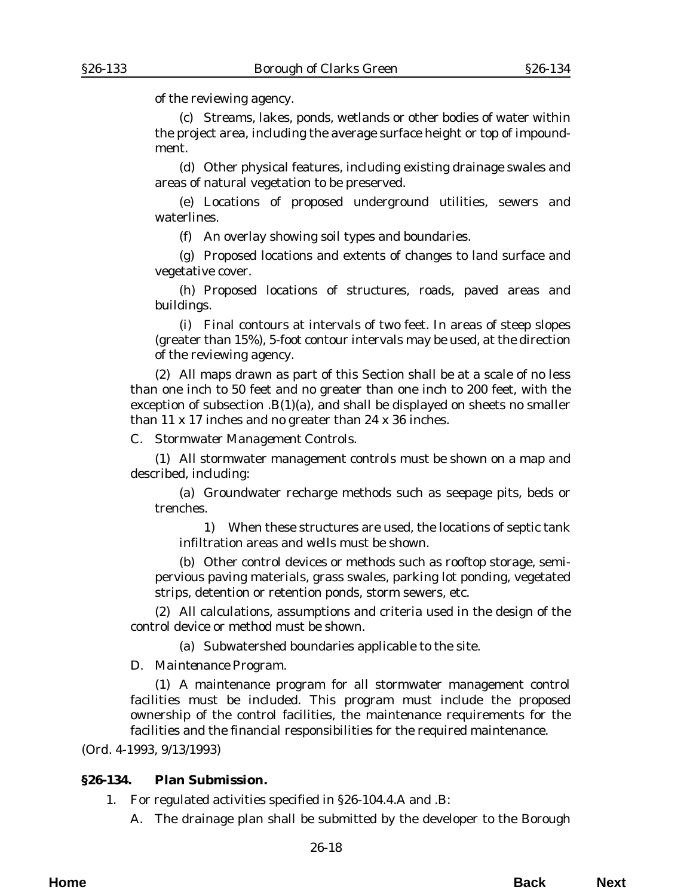of the reviewing agency.

(c) Streams, lakes, ponds, wetlands or other bodies of water within the project area, including the average surface height or top of impoundment.

(d) Other physical features, including existing drainage swales and areas of natural vegetation to be preserved.

(e) Locations of proposed underground utilities, sewers and waterlines.

(f) An overlay showing soil types and boundaries.

(g) Proposed locations and extents of changes to land surface and vegetative cover.

(h) Proposed locations of structures, roads, paved areas and buildings.

(i) Final contours at intervals of two feet. In areas of steep slopes (greater than 15%), 5-foot contour intervals may be used, at the direction of the reviewing agency.

(2) All maps drawn as part of this Section shall be at a scale of no less than one inch to 50 feet and no greater than one inch to 200 feet, with the exception of subsection .B(1)(a), and shall be displayed on sheets no smaller than 11 x 17 inches and no greater than 24 x 36 inches.

C. *Stormwater Management Controls.*

(1) All stormwater management controls must be shown on a map and described, including:

(a) Groundwater recharge methods such as seepage pits, beds or trenches.

1) When these structures are used, the locations of septic tank infiltration areas and wells must be shown.

(b) Other control devices or methods such as rooftop storage, semi-pervious paving materials, grass swales, parking lot ponding, vegetated strips, detention or retention ponds, storm sewers, etc.

(2) All calculations, assumptions and criteria used in the design of the control device or method must be shown.

(a) Subwatershed boundaries applicable to the site.

D. *Maintenance Program.*

(1) A maintenance program for all stormwater management control facilities must be included. This program must include the proposed ownership of the control facilities, the maintenance requirements for the facilities and the financial responsibilities for the required maintenance.

(*Ord. 4-1993*, 9/13/1993)

**§26-134. Plan Submission.**

1. For regulated activities specified in §26-104.4.A and .B:

A. The drainage plan shall be submitted by the developer to the Borough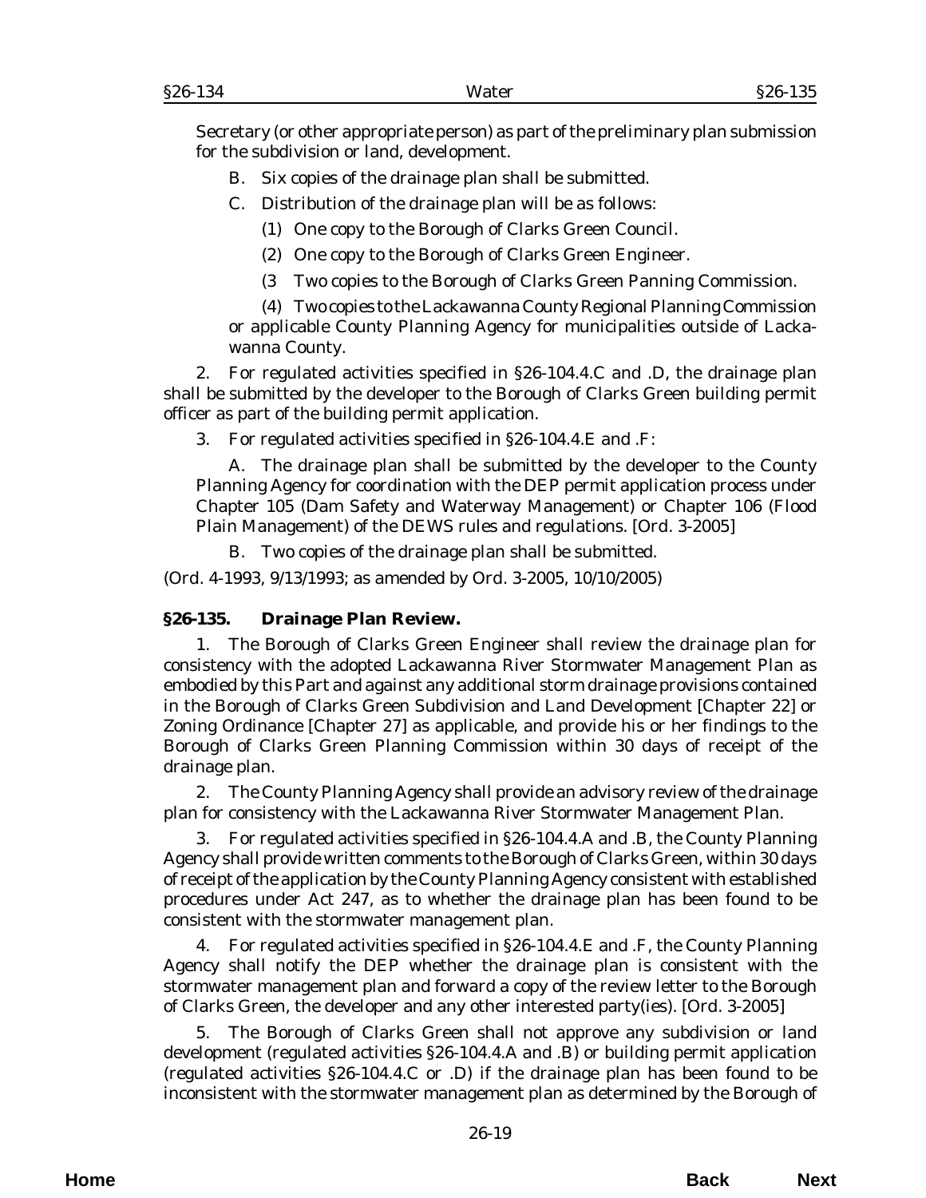Secretary (or other appropriate person) as part of the preliminary plan submission for the subdivision or land, development.

B. Six copies of the drainage plan shall be submitted.

C. Distribution of the drainage plan will be as follows:

(1) One copy to the Borough of Clarks Green Council.

(2) One copy to the Borough of Clarks Green Engineer.

(3 Two copies to the Borough of Clarks Green Panning Commission.

(4) Two copies to the Lackawanna County Regional Planning Commission or applicable County Planning Agency for municipalities outside of Lackawanna County.

2. For regulated activities specified in §26-104.4.C and .D, the drainage plan shall be submitted by the developer to the Borough of Clarks Green building permit officer as part of the building permit application.

3. For regulated activities specified in §26-104.4.E and .F:

A. The drainage plan shall be submitted by the developer to the County Planning Agency for coordination with the DEP permit application process under Chapter 105 (Dam Safety and Waterway Management) or Chapter 106 (Flood Plain Management) of the DEWS rules and regulations. [Ord. 3-2005]

B. Two copies of the drainage plan shall be submitted.

(Ord. 4-1993, 9/13/1993; as amended by Ord. 3-2005, 10/10/2005)

### §26-135. Drainage Plan Review.

1. The Borough of Clarks Green Engineer shall review the drainage plan for consistency with the adopted Lackawanna River Stormwater Management Plan as embodied by this Part and against any additional storm drainage provisions contained in the Borough of Clarks Green Subdivision and Land Development [Chapter 22] or Zoning Ordinance [Chapter 27] as applicable, and provide his or her findings to the Borough of Clarks Green Planning Commission within 30 days of receipt of the drainage plan.

2. The County Planning Agency shall provide an advisory review of the drainage plan for consistency with the Lackawanna River Stormwater Management Plan.

3. For regulated activities specified in §26-104.4.A and .B, the County Planning Agency shall provide written comments to the Borough of Clarks Green, within 30 days of receipt of the application by the County Planning Agency consistent with established procedures under Act 247, as to whether the drainage plan has been found to be consistent with the stormwater management plan.

4. For regulated activities specified in §26-104.4.E and .F, the County Planning Agency shall notify the DEP whether the drainage plan is consistent with the stormwater management plan and forward a copy of the review letter to the Borough of Clarks Green, the developer and any other interested party(ies). [Ord. 3-2005]

5. The Borough of Clarks Green shall not approve any subdivision or land development (regulated activities §26-104.4.A and .B) or building permit application (regulated activities §26-104.4.C or .D) if the drainage plan has been found to be inconsistent with the stormwater management plan as determined by the Borough of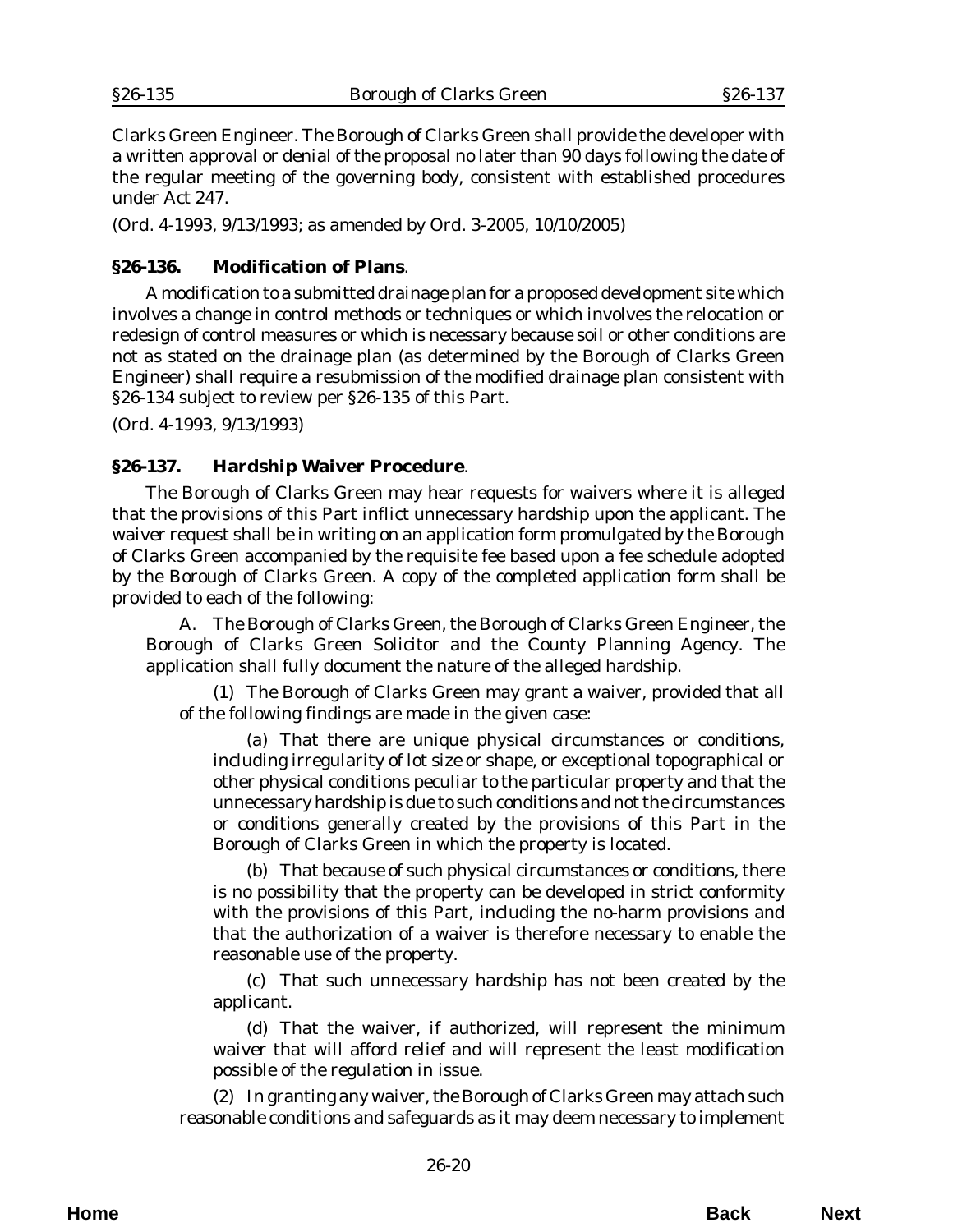Clarks Green Engineer. The Borough of Clarks Green shall provide the developer with a written approval or denial of the proposal no later than 90 days following the date of the regular meeting of the governing body, consistent with established procedures under Act 247.

(Ord. 4-1993, 9/13/1993; as amended by Ord. 3-2005, 10/10/2005)

### §26-136. Modification of Plans.

A modification to a submitted drainage plan for a proposed development site which involves a change in control methods or techniques or which involves the relocation or redesign of control measures or which is necessary because soil or other conditions are not as stated on the drainage plan (as determined by the Borough of Clarks Green Engineer) shall require a resubmission of the modified drainage plan consistent with §26-134 subject to review per §26-135 of this Part.

(Ord. 4-1993, 9/13/1993)

### §26-137. Hardship Waiver Procedure.

The Borough of Clarks Green may hear requests for waivers where it is alleged that the provisions of this Part inflict unnecessary hardship upon the applicant. The waiver request shall be in writing on an application form promulgated by the Borough of Clarks Green accompanied by the requisite fee based upon a fee schedule adopted by the Borough of Clarks Green. A copy of the completed application form shall be provided to each of the following:

A. The Borough of Clarks Green, the Borough of Clarks Green Engineer, the Borough of Clarks Green Solicitor and the County Planning Agency. The application shall fully document the nature of the alleged hardship.

(1) The Borough of Clarks Green may grant a waiver, provided that all of the following findings are made in the given case:

(a) That there are unique physical circumstances or conditions, including irregularity of lot size or shape, or exceptional topographical or other physical conditions peculiar to the particular property and that the unnecessary hardship is due to such conditions and not the circumstances or conditions generally created by the provisions of this Part in the Borough of Clarks Green in which the property is located.

(b) That because of such physical circumstances or conditions, there is no possibility that the property can be developed in strict conformity with the provisions of this Part, including the no-harm provisions and that the authorization of a waiver is therefore necessary to enable the reasonable use of the property.

(c) That such unnecessary hardship has not been created by the applicant.

(d) That the waiver, if authorized, will represent the minimum waiver that will afford relief and will represent the least modification possible of the regulation in issue.

(2) In granting any waiver, the Borough of Clarks Green may attach such reasonable conditions and safeguards as it may deem necessary to implement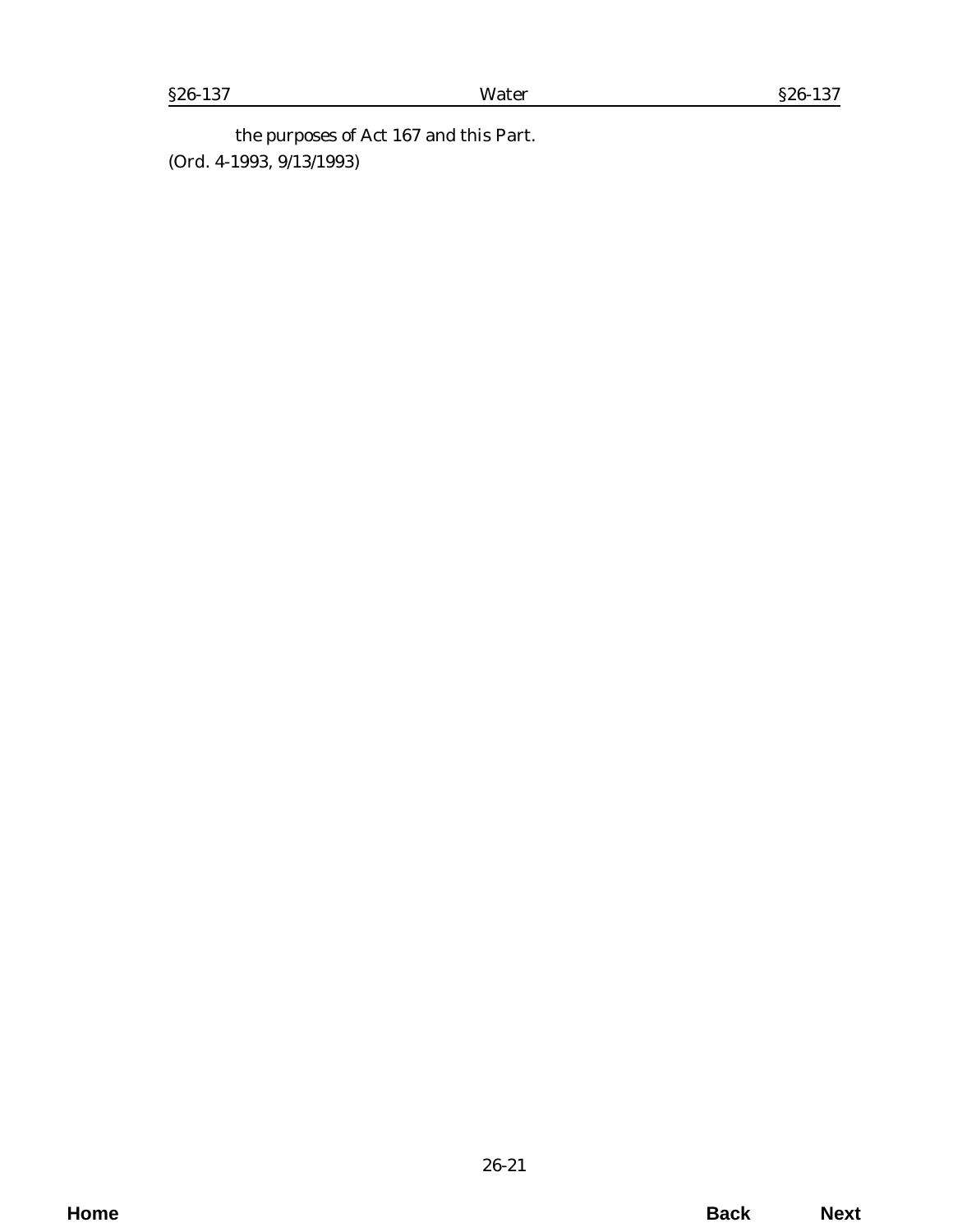the purposes of Act 167 and this Part.

(Ord. 4-1993, 9/13/1993)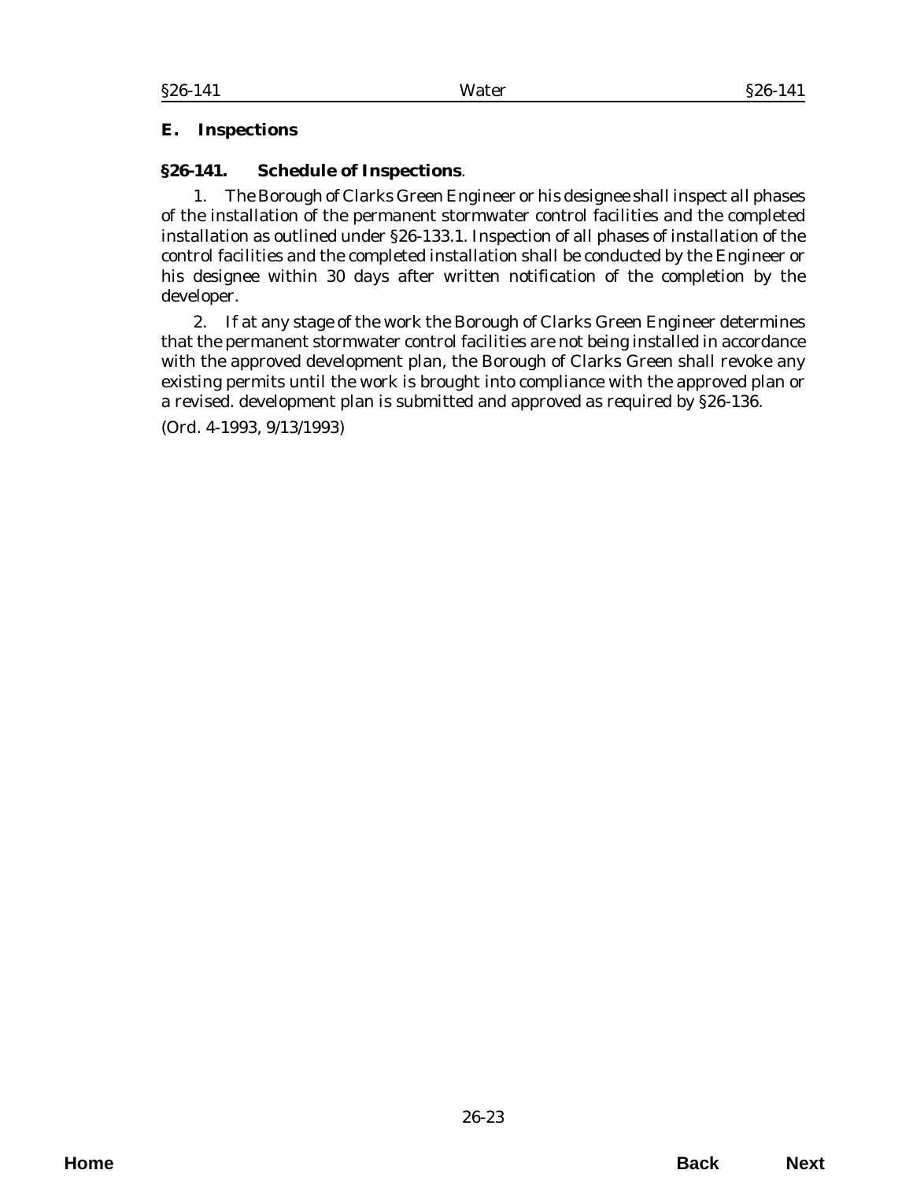## E. Inspections

### §26-141. Schedule of Inspections.

1. The Borough of Clarks Green Engineer or his designee shall inspect all phases of the installation of the permanent stormwater control facilities and the completed installation as outlined under §26-133.1. Inspection of all phases of installation of the control facilities and the completed installation shall be conducted by the Engineer or his designee within 30 days after written notification of the completion by the developer.

2. If at any stage of the work the Borough of Clarks Green Engineer determines that the permanent stormwater control facilities are not being installed in accordance with the approved development plan, the Borough of Clarks Green shall revoke any existing permits until the work is brought into compliance with the approved plan or a revised. development plan is submitted and approved as required by §26-136.

(Ord. 4-1993, 9/13/1993)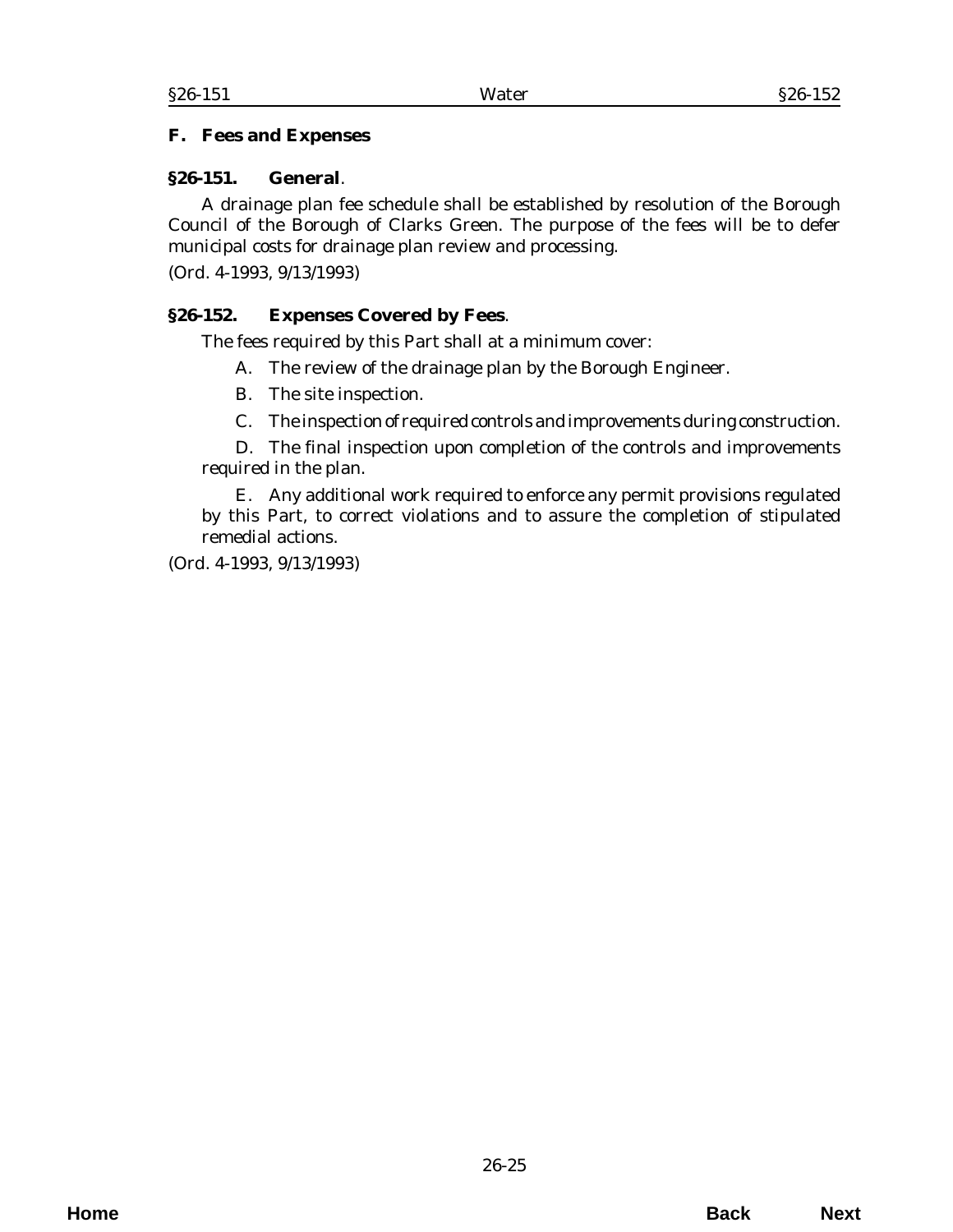## F. Fees and Expenses

### §26-151. General.

A drainage plan fee schedule shall be established by resolution of the Borough Council of the Borough of Clarks Green. The purpose of the fees will be to defer municipal costs for drainage plan review and processing.

(Ord. 4-1993, 9/13/1993)

### §26-152. Expenses Covered by Fees.

The fees required by this Part shall at a minimum cover:

A. The review of the drainage plan by the Borough Engineer.

B. The site inspection.

C. The inspection of required controls and improvements during construction.

D. The final inspection upon completion of the controls and improvements required in the plan.

E. Any additional work required to enforce any permit provisions regulated by this Part, to correct violations and to assure the completion of stipulated remedial actions.

(Ord. 4-1993, 9/13/1993)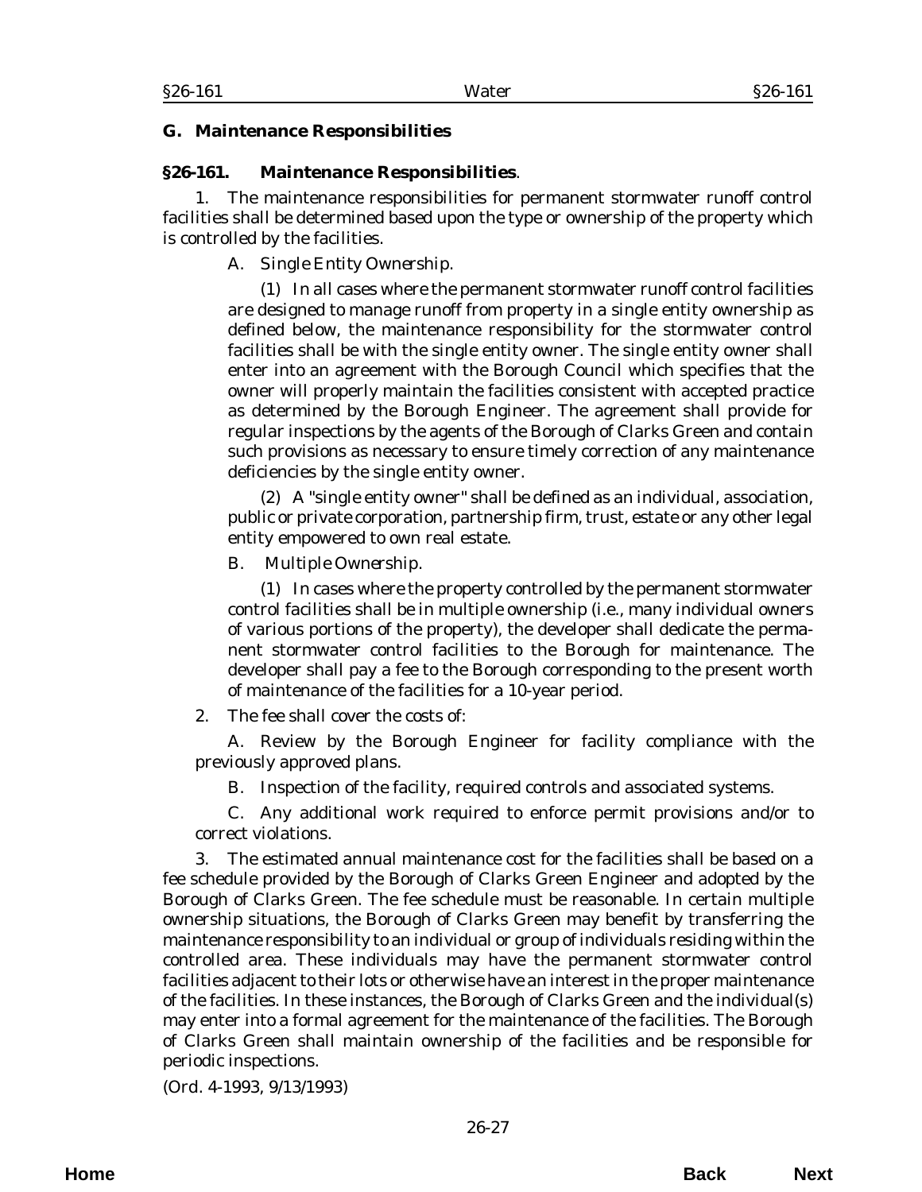## G. Maintenance Responsibilities

### §26-161. Maintenance Responsibilities.

1. The maintenance responsibilities for permanent stormwater runoff control facilities shall be determined based upon the type or ownership of the property which is controlled by the facilities.

A. *Single Entity Ownership.*

(1) In all cases where the permanent stormwater runoff control facilities are designed to manage runoff from property in a single entity ownership as defined below, the maintenance responsibility for the stormwater control facilities shall be with the single entity owner. The single entity owner shall enter into an agreement with the Borough Council which specifies that the owner will properly maintain the facilities consistent with accepted practice as determined by the Borough Engineer. The agreement shall provide for regular inspections by the agents of the Borough of Clarks Green and contain such provisions as necessary to ensure timely correction of any maintenance deficiencies by the single entity owner.

(2) A "single entity owner" shall be defined as an individual, association, public or private corporation, partnership firm, trust, estate or any other legal entity empowered to own real estate.

B. *Multiple Ownership.*

(1) In cases where the property controlled by the permanent stormwater control facilities shall be in multiple ownership (i.e., many individual owners of various portions of the property), the developer shall dedicate the permanent stormwater control facilities to the Borough for maintenance. The developer shall pay a fee to the Borough corresponding to the present worth of maintenance of the facilities for a 10-year period.

2. The fee shall cover the costs of:

A. Review by the Borough Engineer for facility compliance with the previously approved plans.

B. Inspection of the facility, required controls and associated systems.

C. Any additional work required to enforce permit provisions and/or to correct violations.

3. The estimated annual maintenance cost for the facilities shall be based on a fee schedule provided by the Borough of Clarks Green Engineer and adopted by the Borough of Clarks Green. The fee schedule must be reasonable. In certain multiple ownership situations, the Borough of Clarks Green may benefit by transferring the maintenance responsibility to an individual or group of individuals residing within the controlled area. These individuals may have the permanent stormwater control facilities adjacent to their lots or otherwise have an interest in the proper maintenance of the facilities. In these instances, the Borough of Clarks Green and the individual(s) may enter into a formal agreement for the maintenance of the facilities. The Borough of Clarks Green shall maintain ownership of the facilities and be responsible for periodic inspections.

(*Ord. 4-1993*, 9/13/1993)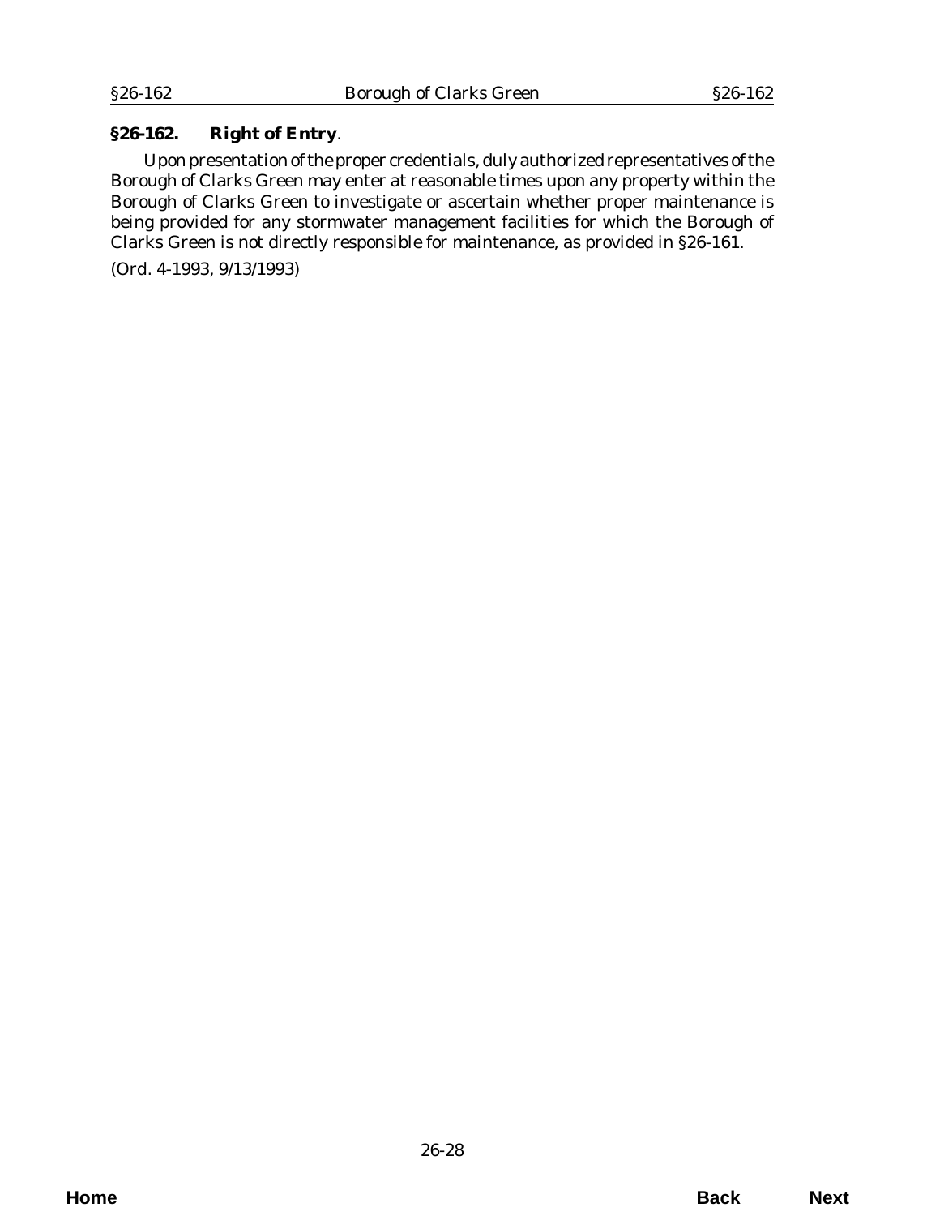**§26-162. Right of Entry**.

Upon presentation of the proper credentials, duly authorized representatives of the Borough of Clarks Green may enter at reasonable times upon any property within the Borough of Clarks Green to investigate or ascertain whether proper maintenance is being provided for any stormwater management facilities for which the Borough of Clarks Green is not directly responsible for maintenance, as provided in §26-161.

(Ord. 4-1993, 9/13/1993)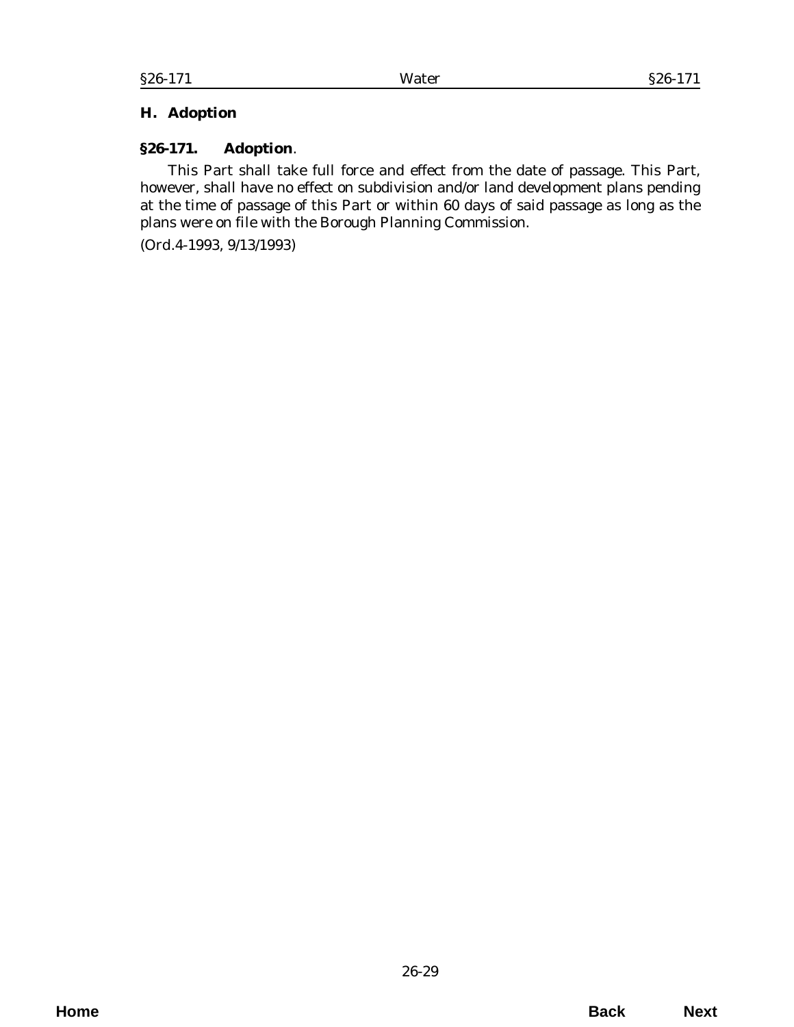## H. Adoption

**§26-171. Adoption**.

This Part shall take full force and effect from the date of passage. This Part, however, shall have no effect on subdivision and/or land development plans pending at the time of passage of this Part or within 60 days of said passage as long as the plans were on file with the Borough Planning Commission.

(Ord.4-1993, 9/13/1993)